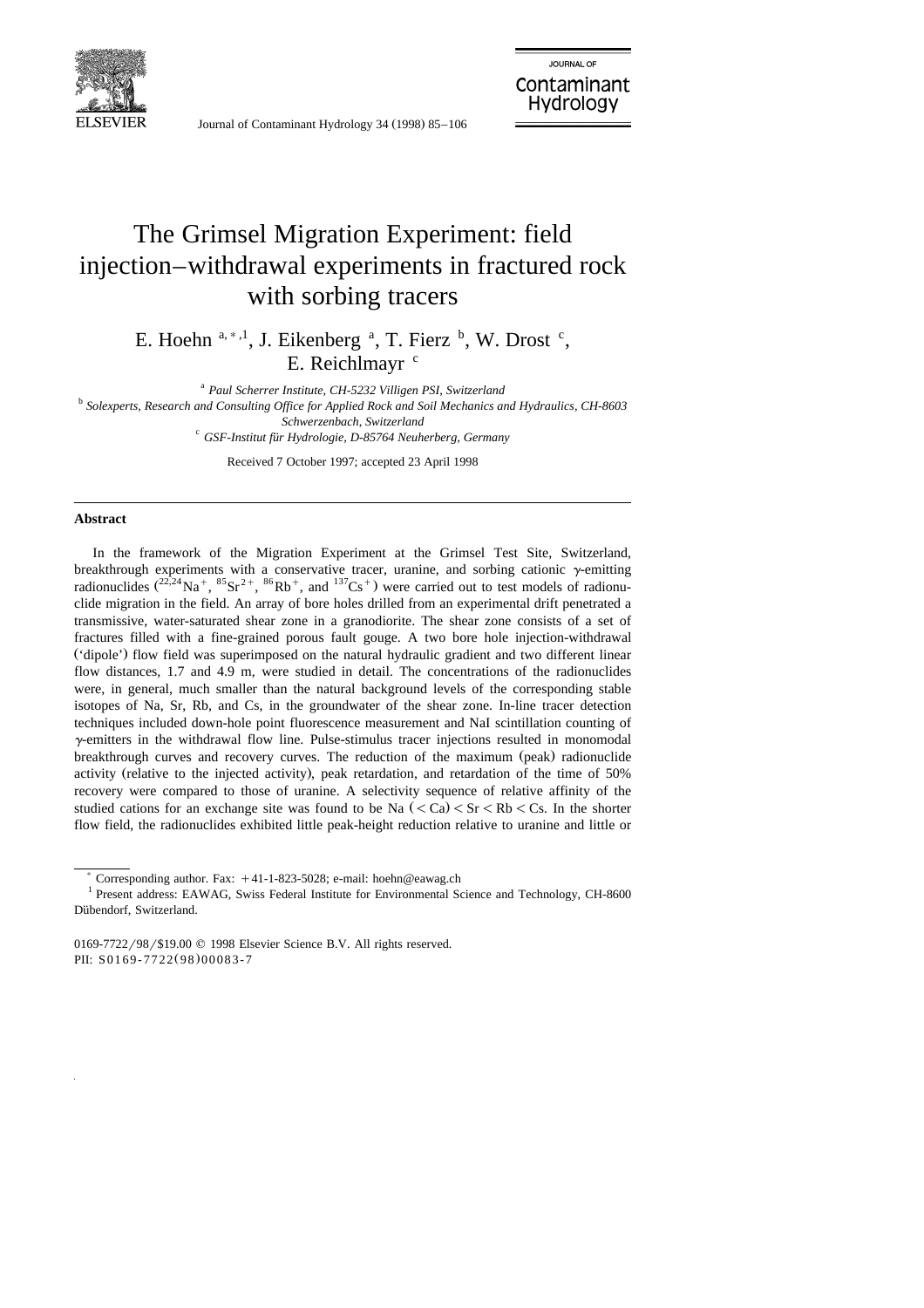# The Grimsel Migration Experiment: field injection–withdrawal experiments in fractured rock with sorbing tracers

E. Hoehn [a,*,1], J. Eikenberg [a], T. Fierz [b], W. Drost [c], E. Reichlmayr [c]

[a] *Paul Scherrer Institute, CH-5232 Villigen PSI, Switzerland*

[b] *Solexperts, Research and Consulting Office for Applied Rock and Soil Mechanics and Hydraulics, CH-8603 Schwerzenbach, Switzerland*

[c] *GSF-Institut für Hydrologie, D-85764 Neuherberg, Germany*

Received 7 October 1997; accepted 23 April 1998

---

**Abstract**

In the framework of the Migration Experiment at the Grimsel Test Site, Switzerland, breakthrough experiments with a conservative tracer, uranine, and sorbing cationic γ-emitting radionuclides ($^{22,24}Na^{+}$, $^{85}Sr^{2+}$, $^{86}Rb^{+}$, and $^{137}Cs^{+}$) were carried out to test models of radionuclide migration in the field. An array of bore holes drilled from an experimental drift penetrated a transmissive, water-saturated shear zone in a granodiorite. The shear zone consists of a set of fractures filled with a fine-grained porous fault gouge. A two bore hole injection-withdrawal ('dipole') flow field was superimposed on the natural hydraulic gradient and two different linear flow distances, 1.7 and 4.9 m, were studied in detail. The concentrations of the radionuclides were, in general, much smaller than the natural background levels of the corresponding stable isotopes of Na, Sr, Rb, and Cs, in the groundwater of the shear zone. In-line tracer detection techniques included down-hole point fluorescence measurement and NaI scintillation counting of γ-emitters in the withdrawal flow line. Pulse-stimulus tracer injections resulted in monomodal breakthrough curves and recovery curves. The reduction of the maximum (peak) radionuclide activity (relative to the injected activity), peak retardation, and retardation of the time of 50% recovery were compared to those of uranine. A selectivity sequence of relative affinity of the studied cations for an exchange site was found to be Na (< Ca) < Sr < Rb < Cs. In the shorter flow field, the radionuclides exhibited little peak-height reduction relative to uranine and little or

---

* Corresponding author. Fax: +41-1-823-5028; e-mail: hoehn@eawag.ch

[1] Present address: EAWAG, Swiss Federal Institute for Environmental Science and Technology, CH-8600 Dübendorf, Switzerland.

0169-7722/98/$19.00 © 1998 Elsevier Science B.V. All rights reserved.
PII: S0169-7722(98)00083-7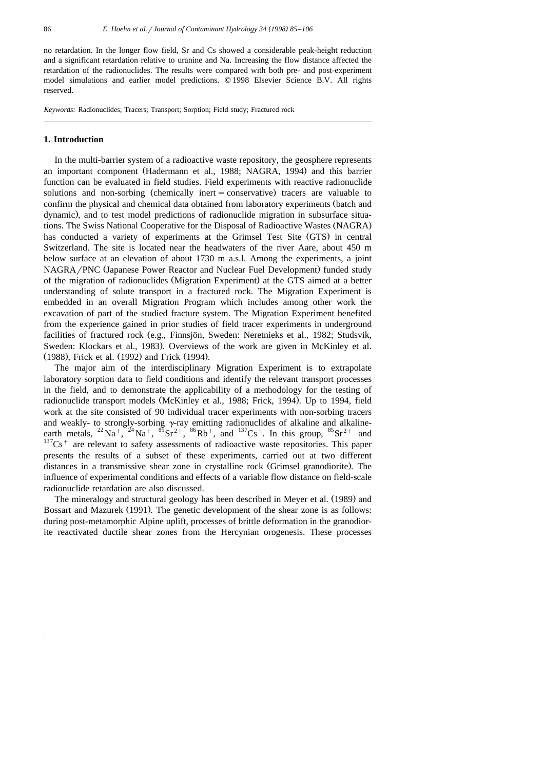no retardation. In the longer flow field, Sr and Cs showed a considerable peak-height reduction and a significant retardation relative to uranine and Na. Increasing the flow distance affected the retardation of the radionuclides. The results were compared with both pre- and post-experiment model simulations and earlier model predictions. © 1998 Elsevier Science B.V. All rights reserved.

*Keywords:* Radionuclides; Tracers; Transport; Sorption; Field study; Fractured rock

## 1. Introduction

In the multi-barrier system of a radioactive waste repository, the geosphere represents an important component (Hadermann et al., 1988; NAGRA, 1994) and this barrier function can be evaluated in field studies. Field experiments with reactive radionuclide solutions and non-sorbing (chemically inert = conservative) tracers are valuable to confirm the physical and chemical data obtained from laboratory experiments (batch and dynamic), and to test model predictions of radionuclide migration in subsurface situations. The Swiss National Cooperative for the Disposal of Radioactive Wastes (NAGRA) has conducted a variety of experiments at the Grimsel Test Site (GTS) in central Switzerland. The site is located near the headwaters of the river Aare, about 450 m below surface at an elevation of about 1730 m a.s.l. Among the experiments, a joint NAGRA/PNC (Japanese Power Reactor and Nuclear Fuel Development) funded study of the migration of radionuclides (Migration Experiment) at the GTS aimed at a better understanding of solute transport in a fractured rock. The Migration Experiment is embedded in an overall Migration Program which includes among other work the excavation of part of the studied fracture system. The Migration Experiment benefited from the experience gained in prior studies of field tracer experiments in underground facilities of fractured rock (e.g., Finnsjön, Sweden: Neretnieks et al., 1982; Studsvik, Sweden: Klockars et al., 1983). Overviews of the work are given in McKinley et al. (1988), Frick et al. (1992) and Frick (1994).

The major aim of the interdisciplinary Migration Experiment is to extrapolate laboratory sorption data to field conditions and identify the relevant transport processes in the field, and to demonstrate the applicability of a methodology for the testing of radionuclide transport models (McKinley et al., 1988; Frick, 1994). Up to 1994, field work at the site consisted of 90 individual tracer experiments with non-sorbing tracers and weakly- to strongly-sorbing $\gamma$-ray emitting radionuclides of alkaline and alkaline-earth metals, $^{22}Na^{+}$, $^{24}Na^{+}$, $^{85}Sr^{2+}$, $^{86}Rb^{+}$, and $^{137}Cs^{+}$. In this group, $^{85}Sr^{2+}$ and $^{137}Cs^{+}$ are relevant to safety assessments of radioactive waste repositories. This paper presents the results of a subset of these experiments, carried out at two different distances in a transmissive shear zone in crystalline rock (Grimsel granodiorite). The influence of experimental conditions and effects of a variable flow distance on field-scale radionuclide retardation are also discussed.

The mineralogy and structural geology has been described in Meyer et al. (1989) and Bossart and Mazurek (1991). The genetic development of the shear zone is as follows: during post-metamorphic Alpine uplift, processes of brittle deformation in the granodiorite reactivated ductile shear zones from the Hercynian orogenesis. These processes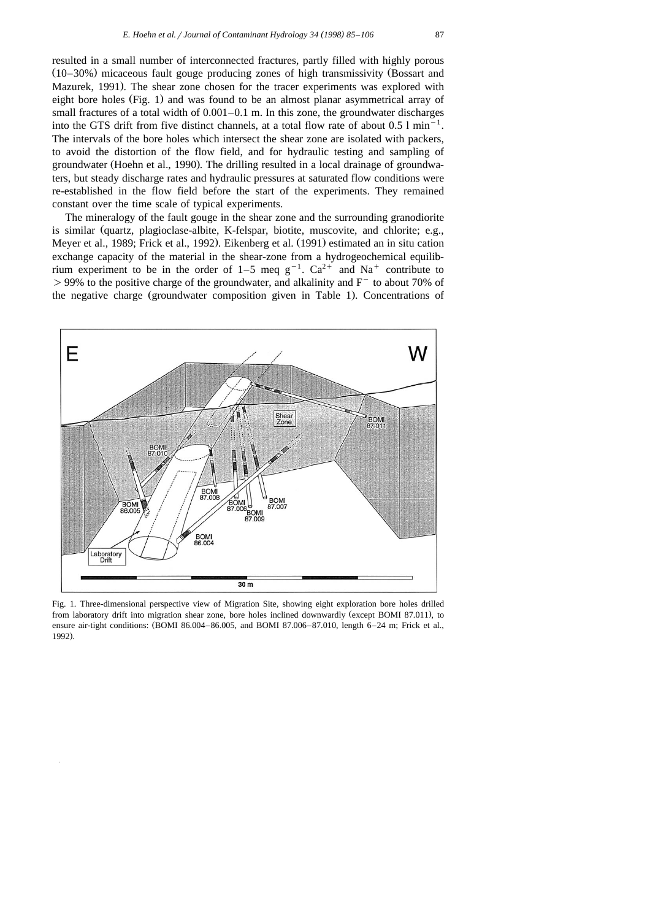resulted in a small number of interconnected fractures, partly filled with highly porous (10–30%) micaceous fault gouge producing zones of high transmissivity (Bossart and Mazurek, 1991). The shear zone chosen for the tracer experiments was explored with eight bore holes (Fig. 1) and was found to be an almost planar asymmetrical array of small fractures of a total width of 0.001–0.1 m. In this zone, the groundwater discharges into the GTS drift from five distinct channels, at a total flow rate of about 0.5 l $min^{-1}$. The intervals of the bore holes which intersect the shear zone are isolated with packers, to avoid the distortion of the flow field, and for hydraulic testing and sampling of groundwater (Hoehn et al., 1990). The drilling resulted in a local drainage of groundwaters, but steady discharge rates and hydraulic pressures at saturated flow conditions were re-established in the flow field before the start of the experiments. They remained constant over the time scale of typical experiments.

The mineralogy of the fault gouge in the shear zone and the surrounding granodiorite is similar (quartz, plagioclase-albite, K-felspar, biotite, muscovite, and chlorite; e.g., Meyer et al., 1989; Frick et al., 1992). Eikenberg et al. (1991) estimated an in situ cation exchange capacity of the material in the shear-zone from a hydrogeochemical equilibrium experiment to be in the order of 1–5 meq $g^{-1}$. $Ca^{2+}$ and $Na^{+}$ contribute to > 99% to the positive charge of the groundwater, and alkalinity and $F^{-}$ to about 70% of the negative charge (groundwater composition given in Table 1). Concentrations of

Fig. 1. Three-dimensional perspective view of Migration Site, showing eight exploration bore holes drilled from laboratory drift into migration shear zone, bore holes inclined downwardly (except BOMI 87.011), to ensure air-tight conditions: (BOMI 86.004–86.005, and BOMI 87.006–87.010, length 6–24 m; Frick et al., 1992).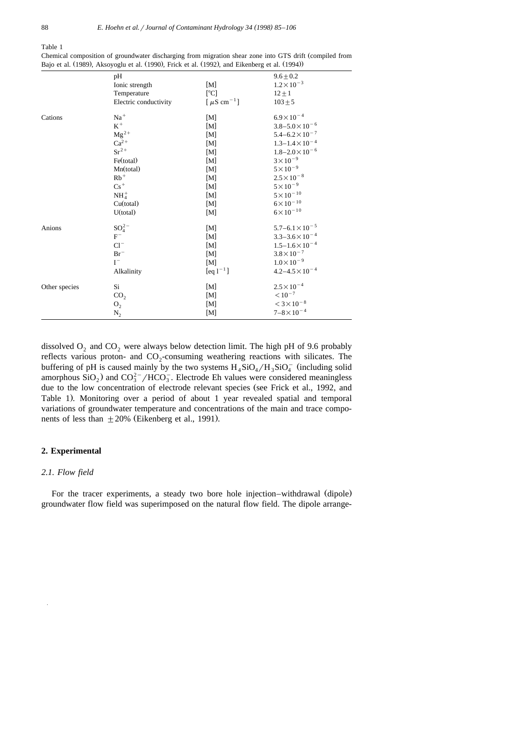Table 1

Chemical composition of groundwater discharging from migration shear zone into GTS drift (compiled from Bajo et al. (1989), Aksoyoglu et al. (1990), Frick et al. (1992), and Eikenberg et al. (1994))

| | | | |
|---|---|---|---|
| | pH | | $9.6 \pm 0.2$ |
| | Ionic strength | [M] | $1.2 \times 10^{-3}$ |
| | Temperature | [°C] | $12 \pm 1$ |
| | Electric conductivity | [$\mu S\ cm^{-1}$] | $103 \pm 5$ |
| Cations | $Na^{+}$ | [M] | $6.9 \times 10^{-4}$ |
| | $K^{+}$ | [M] | $3.8–5.0 \times 10^{-6}$ |
| | $Mg^{2+}$ | [M] | $5.4–6.2 \times 10^{-7}$ |
| | $Ca^{2+}$ | [M] | $1.3–1.4 \times 10^{-4}$ |
| | $Sr^{2+}$ | [M] | $1.8–2.0 \times 10^{-6}$ |
| | Fe(total) | [M] | $3 \times 10^{-9}$ |
| | Mn(total) | [M] | $5 \times 10^{-9}$ |
| | $Rb^{+}$ | [M] | $2.5 \times 10^{-8}$ |
| | $Cs^{+}$ | [M] | $5 \times 10^{-9}$ |
| | $NH_4^{+}$ | [M] | $5 \times 10^{-10}$ |
| | Cu(total) | [M] | $6 \times 10^{-10}$ |
| | U(total) | [M] | $6 \times 10^{-10}$ |
| Anions | $SO_4^{2-}$ | [M] | $5.7–6.1 \times 10^{-5}$ |
| | $F^{-}$ | [M] | $3.3–3.6 \times 10^{-4}$ |
| | $Cl^{-}$ | [M] | $1.5–1.6 \times 10^{-4}$ |
| | $Br^{-}$ | [M] | $3.8 \times 10^{-7}$ |
| | $I^{-}$ | [M] | $1.0 \times 10^{-9}$ |
| | Alkalinity | [$eq\ l^{-1}$] | $4.2–4.5 \times 10^{-4}$ |
| Other species | Si | [M] | $2.5 \times 10^{-4}$ |
| | $CO_2$ | [M] | $< 10^{-7}$ |
| | $O_2$ | [M] | $< 3 \times 10^{-8}$ |
| | $N_2$ | [M] | $7–8 \times 10^{-4}$ |

dissolved $O_2$ and $CO_2$ were always below detection limit. The high pH of 9.6 probably reflects various proton- and $CO_2$-consuming weathering reactions with silicates. The buffering of pH is caused mainly by the two systems $H_4SiO_4/H_3SiO_4^-$ (including solid amorphous $SiO_2$) and $CO_3^{2-}/HCO_3^-$. Electrode Eh values were considered meaningless due to the low concentration of electrode relevant species (see Frick et al., 1992, and Table 1). Monitoring over a period of about 1 year revealed spatial and temporal variations of groundwater temperature and concentrations of the main and trace components of less than $\pm 20\%$ (Eikenberg et al., 1991).

## 2. Experimental

### *2.1. Flow field*

For the tracer experiments, a steady two bore hole injection–withdrawal (dipole) groundwater flow field was superimposed on the natural flow field. The dipole arrange-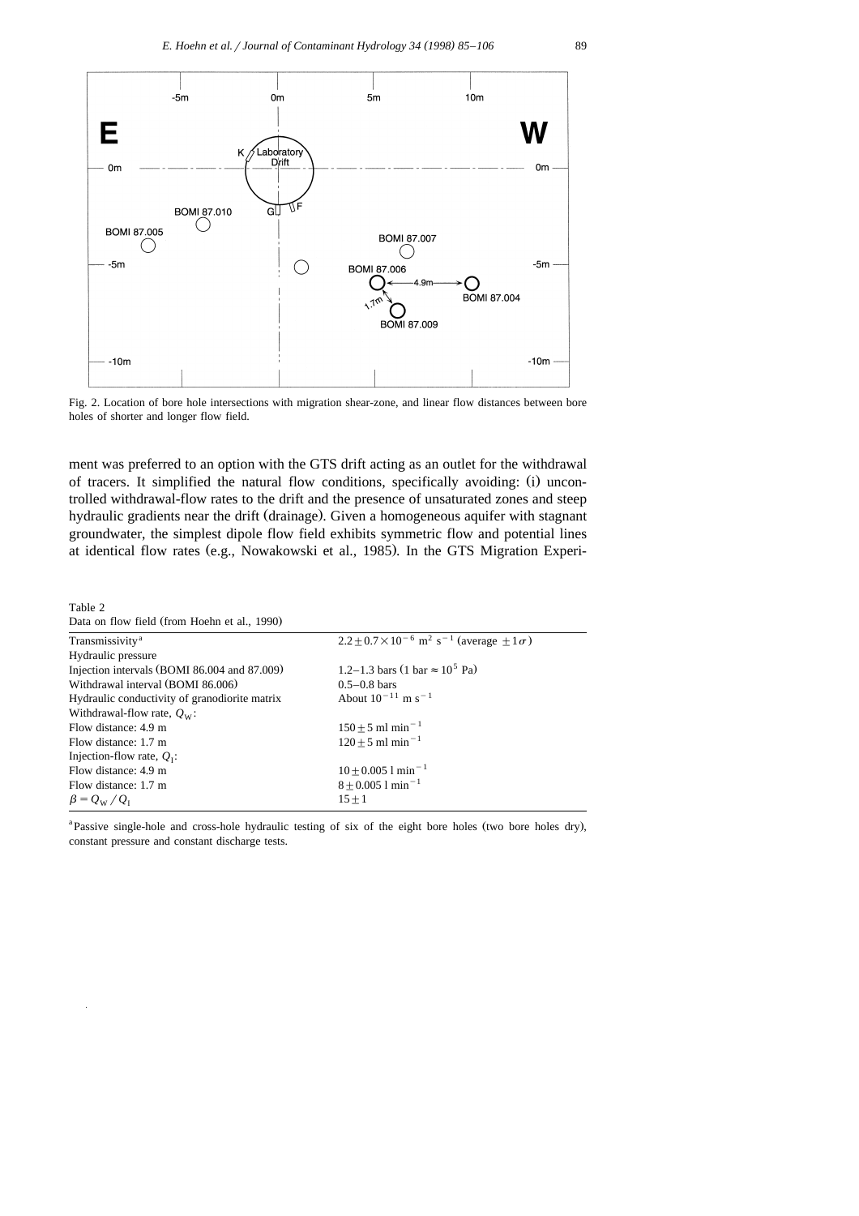Fig. 2. Location of bore hole intersections with migration shear-zone, and linear flow distances between bore holes of shorter and longer flow field.

ment was preferred to an option with the GTS drift acting as an outlet for the withdrawal of tracers. It simplified the natural flow conditions, specifically avoiding: (i) uncontrolled withdrawal-flow rates to the drift and the presence of unsaturated zones and steep hydraulic gradients near the drift (drainage). Given a homogeneous aquifer with stagnant groundwater, the simplest dipole flow field exhibits symmetric flow and potential lines at identical flow rates (e.g., Nowakowski et al., 1985). In the GTS Migration Experi-

Table 2
Data on flow field (from Hoehn et al., 1990)

| | |
|---|---|
| Transmissivity[a] | $2.2 \pm 0.7 \times 10^{-6}$ m$^2$ s$^{-1}$ (average $\pm 1\sigma$) |
| Hydraulic pressure | |
| Injection intervals (BOMI 86.004 and 87.009) | 1.2–1.3 bars (1 bar $\approx 10^5$ Pa) |
| Withdrawal interval (BOMI 86.006) | 0.5–0.8 bars |
| Hydraulic conductivity of granodiorite matrix | About $10^{-11}$ m s$^{-1}$ |
| Withdrawal-flow rate, $Q_W$: | |
| Flow distance: 4.9 m | $150 \pm 5$ ml min$^{-1}$ |
| Flow distance: 1.7 m | $120 \pm 5$ ml min$^{-1}$ |
| Injection-flow rate, $Q_I$: | |
| Flow distance: 4.9 m | $10 \pm 0.005$ l min$^{-1}$ |
| Flow distance: 1.7 m | $8 \pm 0.005$ l min$^{-1}$ |
| $\beta = Q_W / Q_I$ | $15 \pm 1$ |

[a]Passive single-hole and cross-hole hydraulic testing of six of the eight bore holes (two bore holes dry), constant pressure and constant discharge tests.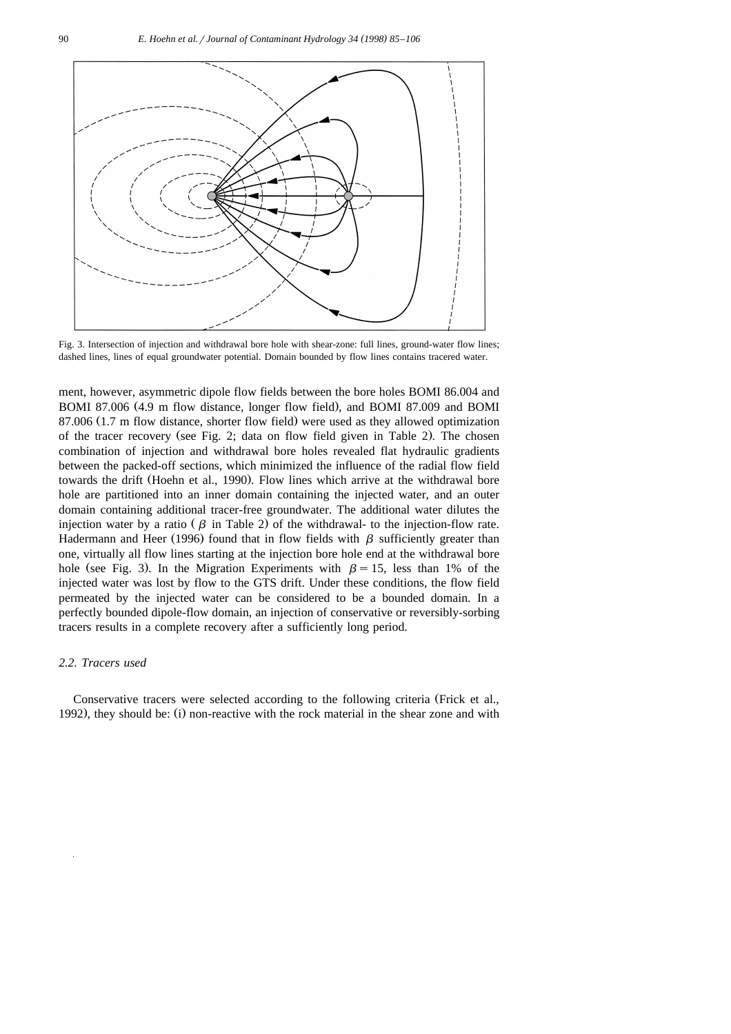Fig. 3. Intersection of injection and withdrawal bore hole with shear-zone: full lines, ground-water flow lines; dashed lines, lines of equal groundwater potential. Domain bounded by flow lines contains tracered water.

ment, however, asymmetric dipole flow fields between the bore holes BOMI 86.004 and BOMI 87.006 (4.9 m flow distance, longer flow field), and BOMI 87.009 and BOMI 87.006 (1.7 m flow distance, shorter flow field) were used as they allowed optimization of the tracer recovery (see Fig. 2; data on flow field given in Table 2). The chosen combination of injection and withdrawal bore holes revealed flat hydraulic gradients between the packed-off sections, which minimized the influence of the radial flow field towards the drift (Hoehn et al., 1990). Flow lines which arrive at the withdrawal bore hole are partitioned into an inner domain containing the injected water, and an outer domain containing additional tracer-free groundwater. The additional water dilutes the injection water by a ratio ($\beta$ in Table 2) of the withdrawal- to the injection-flow rate. Hadermann and Heer (1996) found that in flow fields with $\beta$ sufficiently greater than one, virtually all flow lines starting at the injection bore hole end at the withdrawal bore hole (see Fig. 3). In the Migration Experiments with $\beta = 15$, less than 1% of the injected water was lost by flow to the GTS drift. Under these conditions, the flow field permeated by the injected water can be considered to be a bounded domain. In a perfectly bounded dipole-flow domain, an injection of conservative or reversibly-sorbing tracers results in a complete recovery after a sufficiently long period.

### *2.2. Tracers used*

Conservative tracers were selected according to the following criteria (Frick et al., 1992), they should be: (i) non-reactive with the rock material in the shear zone and with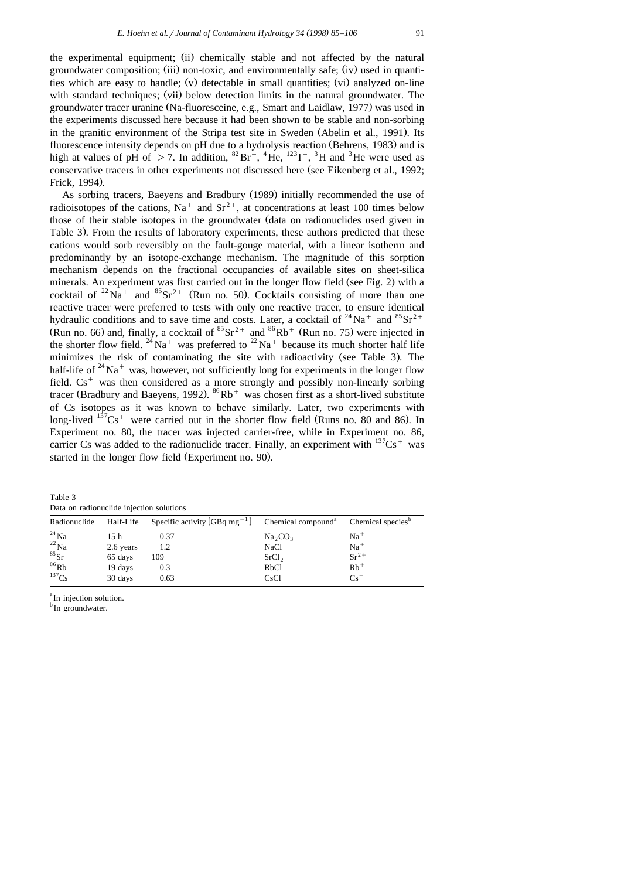the experimental equipment; (ii) chemically stable and not affected by the natural groundwater composition; (iii) non-toxic, and environmentally safe; (iv) used in quantities which are easy to handle; (v) detectable in small quantities; (vi) analyzed on-line with standard techniques; (vii) below detection limits in the natural groundwater. The groundwater tracer uranine (Na-fluoresceine, e.g., Smart and Laidlaw, 1977) was used in the experiments discussed here because it had been shown to be stable and non-sorbing in the granitic environment of the Stripa test site in Sweden (Abelin et al., 1991). Its fluorescence intensity depends on pH due to a hydrolysis reaction (Behrens, 1983) and is high at values of pH of $>7$. In addition, $^{82}Br^{-}$, $^{4}He$, $^{123}I^{-}$, $^{3}H$ and $^{3}He$ were used as conservative tracers in other experiments not discussed here (see Eikenberg et al., 1992; Frick, 1994).

As sorbing tracers, Baeyens and Bradbury (1989) initially recommended the use of radioisotopes of the cations, $Na^{+}$ and $Sr^{2+}$, at concentrations at least 100 times below those of their stable isotopes in the groundwater (data on radionuclides used given in Table 3). From the results of laboratory experiments, these authors predicted that these cations would sorb reversibly on the fault-gouge material, with a linear isotherm and predominantly by an isotope-exchange mechanism. The magnitude of this sorption mechanism depends on the fractional occupancies of available sites on sheet-silica minerals. An experiment was first carried out in the longer flow field (see Fig. 2) with a cocktail of $^{22}Na^{+}$ and $^{85}Sr^{2+}$ (Run no. 50). Cocktails consisting of more than one reactive tracer were preferred to tests with only one reactive tracer, to ensure identical hydraulic conditions and to save time and costs. Later, a cocktail of $^{24}Na^{+}$ and $^{85}Sr^{2+}$ (Run no. 66) and, finally, a cocktail of $^{85}Sr^{2+}$ and $^{86}Rb^{+}$ (Run no. 75) were injected in the shorter flow field. $^{24}Na^{+}$ was preferred to $^{22}Na^{+}$ because its much shorter half life minimizes the risk of contaminating the site with radioactivity (see Table 3). The half-life of $^{24}Na^{+}$ was, however, not sufficiently long for experiments in the longer flow field. $Cs^{+}$ was then considered as a more strongly and possibly non-linearly sorbing tracer (Bradbury and Baeyens, 1992). $^{86}Rb^{+}$ was chosen first as a short-lived substitute of Cs isotopes as it was known to behave similarly. Later, two experiments with long-lived $^{137}Cs^{+}$ were carried out in the shorter flow field (Runs no. 80 and 86). In Experiment no. 80, the tracer was injected carrier-free, while in Experiment no. 86, carrier Cs was added to the radionuclide tracer. Finally, an experiment with $^{137}Cs^{+}$ was started in the longer flow field (Experiment no. 90).

Table 3
Data on radionuclide injection solutions

| Radionuclide | Half-Life | Specific activity [GBq $mg^{-1}$] | Chemical compound[a] | Chemical species[b] |
|---|---|---|---|---|
| $^{24}Na$ | 15 h | 0.37 | $Na_2CO_3$ | $Na^{+}$ |
| $^{22}Na$ | 2.6 years | 1.2 | NaCl | $Na^{+}$ |
| $^{85}Sr$ | 65 days | 109 | $SrCl_2$ | $Sr^{2+}$ |
| $^{86}Rb$ | 19 days | 0.3 | RbCl | $Rb^{+}$ |
| $^{137}Cs$ | 30 days | 0.63 | CsCl | $Cs^{+}$ |

[a] In injection solution.
[b] In groundwater.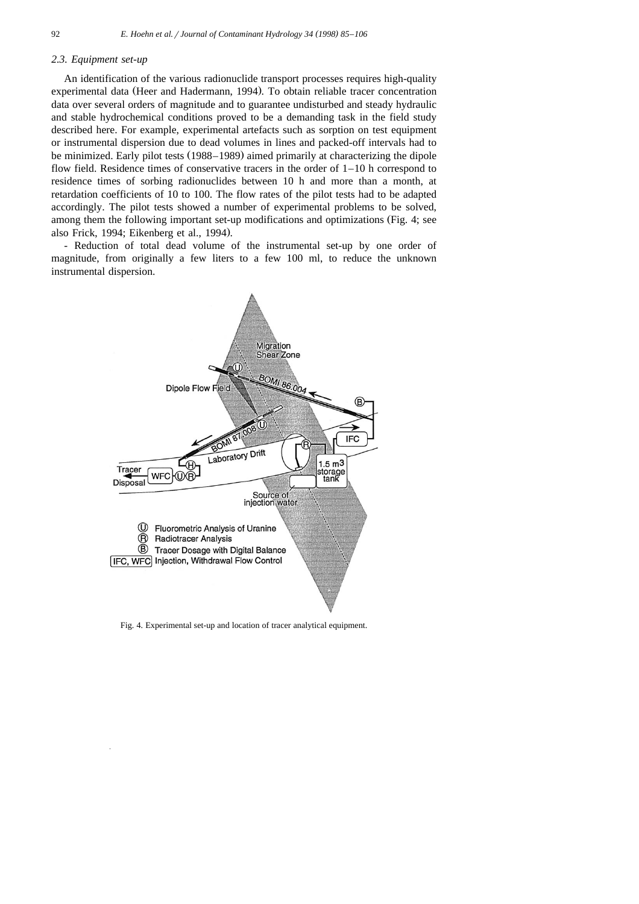### 2.3. Equipment set-up

An identification of the various radionuclide transport processes requires high-quality experimental data (Heer and Hadermann, 1994). To obtain reliable tracer concentration data over several orders of magnitude and to guarantee undisturbed and steady hydraulic and stable hydrochemical conditions proved to be a demanding task in the field study described here. For example, experimental artefacts such as sorption on test equipment or instrumental dispersion due to dead volumes in lines and packed-off intervals had to be minimized. Early pilot tests (1988–1989) aimed primarily at characterizing the dipole flow field. Residence times of conservative tracers in the order of 1–10 h correspond to residence times of sorbing radionuclides between 10 h and more than a month, at retardation coefficients of 10 to 100. The flow rates of the pilot tests had to be adapted accordingly. The pilot tests showed a number of experimental problems to be solved, among them the following important set-up modifications and optimizations (Fig. 4; see also Frick, 1994; Eikenberg et al., 1994).

- Reduction of total dead volume of the instrumental set-up by one order of magnitude, from originally a few liters to a few 100 ml, to reduce the unknown instrumental dispersion.

Fig. 4. Experimental set-up and location of tracer analytical equipment.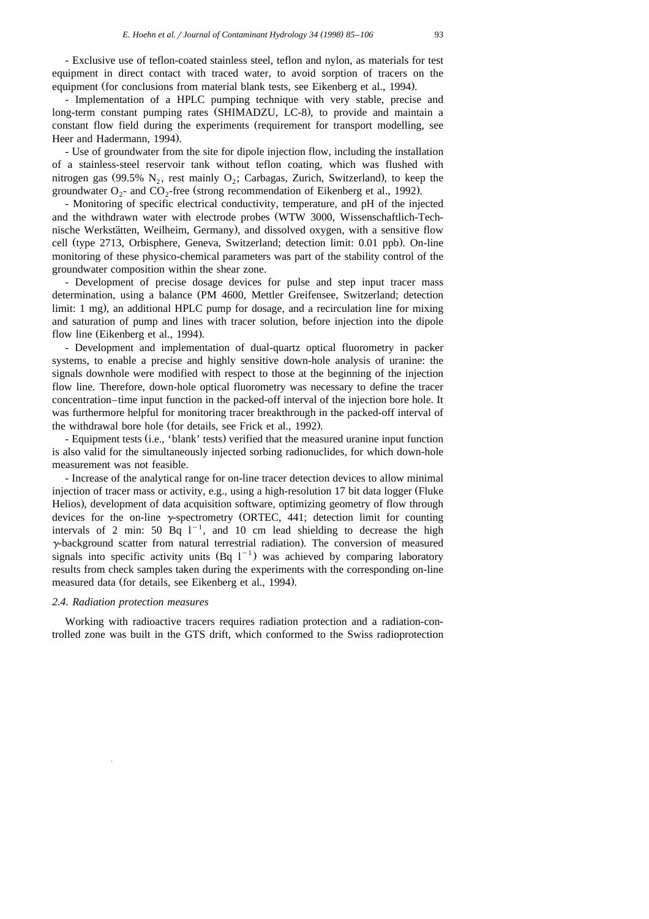- Exclusive use of teflon-coated stainless steel, teflon and nylon, as materials for test equipment in direct contact with traced water, to avoid sorption of tracers on the equipment (for conclusions from material blank tests, see Eikenberg et al., 1994).

- Implementation of a HPLC pumping technique with very stable, precise and long-term constant pumping rates (SHIMADZU, LC-8), to provide and maintain a constant flow field during the experiments (requirement for transport modelling, see Heer and Hadermann, 1994).

- Use of groundwater from the site for dipole injection flow, including the installation of a stainless-steel reservoir tank without teflon coating, which was flushed with nitrogen gas (99.5% $N_2$, rest mainly $O_2$; Carbagas, Zurich, Switzerland), to keep the groundwater $O_2$- and $CO_2$-free (strong recommendation of Eikenberg et al., 1992).

- Monitoring of specific electrical conductivity, temperature, and pH of the injected and the withdrawn water with electrode probes (WTW 3000, Wissenschaftlich-Technische Werkstätten, Weilheim, Germany), and dissolved oxygen, with a sensitive flow cell (type 2713, Orbisphere, Geneva, Switzerland; detection limit: 0.01 ppb). On-line monitoring of these physico-chemical parameters was part of the stability control of the groundwater composition within the shear zone.

- Development of precise dosage devices for pulse and step input tracer mass determination, using a balance (PM 4600, Mettler Greifensee, Switzerland; detection limit: 1 mg), an additional HPLC pump for dosage, and a recirculation line for mixing and saturation of pump and lines with tracer solution, before injection into the dipole flow line (Eikenberg et al., 1994).

- Development and implementation of dual-quartz optical fluorometry in packer systems, to enable a precise and highly sensitive down-hole analysis of uranine: the signals downhole were modified with respect to those at the beginning of the injection flow line. Therefore, down-hole optical fluorometry was necessary to define the tracer concentration–time input function in the packed-off interval of the injection bore hole. It was furthermore helpful for monitoring tracer breakthrough in the packed-off interval of the withdrawal bore hole (for details, see Frick et al., 1992).

- Equipment tests (i.e., 'blank' tests) verified that the measured uranine input function is also valid for the simultaneously injected sorbing radionuclides, for which down-hole measurement was not feasible.

- Increase of the analytical range for on-line tracer detection devices to allow minimal injection of tracer mass or activity, e.g., using a high-resolution 17 bit data logger (Fluke Helios), development of data acquisition software, optimizing geometry of flow through devices for the on-line $\gamma$-spectrometry (ORTEC, 441; detection limit for counting intervals of 2 min: 50 Bq $l^{-1}$, and 10 cm lead shielding to decrease the high $\gamma$-background scatter from natural terrestrial radiation). The conversion of measured signals into specific activity units (Bq $l^{-1}$) was achieved by comparing laboratory results from check samples taken during the experiments with the corresponding on-line measured data (for details, see Eikenberg et al., 1994).

### *2.4. Radiation protection measures*

Working with radioactive tracers requires radiation protection and a radiation-controlled zone was built in the GTS drift, which conformed to the Swiss radioprotection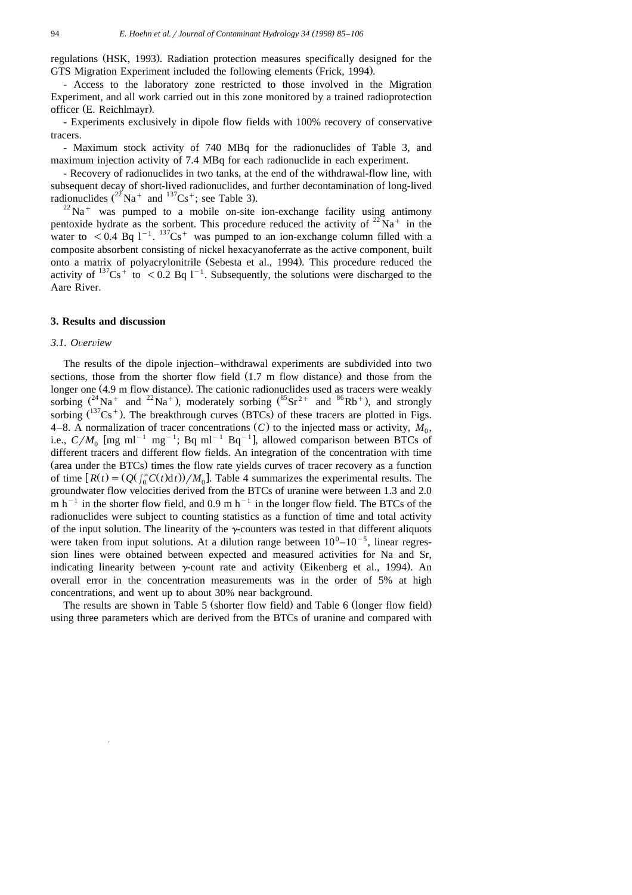regulations (HSK, 1993). Radiation protection measures specifically designed for the GTS Migration Experiment included the following elements (Frick, 1994).

- Access to the laboratory zone restricted to those involved in the Migration Experiment, and all work carried out in this zone monitored by a trained radioprotection officer (E. Reichlmayr).

- Experiments exclusively in dipole flow fields with 100% recovery of conservative tracers.

- Maximum stock activity of 740 MBq for the radionuclides of Table 3, and maximum injection activity of 7.4 MBq for each radionuclide in each experiment.

- Recovery of radionuclides in two tanks, at the end of the withdrawal-flow line, with subsequent decay of short-lived radionuclides, and further decontamination of long-lived radionuclides ($^{22}Na^{+}$ and $^{137}Cs^{+}$; see Table 3).

$^{22}Na^{+}$ was pumped to a mobile on-site ion-exchange facility using antimony pentoxide hydrate as the sorbent. This procedure reduced the activity of $^{22}Na^{+}$ in the water to $< 0.4$ Bq $l^{-1}$. $^{137}Cs^{+}$ was pumped to an ion-exchange column filled with a composite absorbent consisting of nickel hexacyanoferrate as the active component, built onto a matrix of polyacrylonitrile (Sebesta et al., 1994). This procedure reduced the activity of $^{137}Cs^{+}$ to $< 0.2$ Bq $l^{-1}$. Subsequently, the solutions were discharged to the Aare River.

## 3. Results and discussion

### 3.1. Overview

The results of the dipole injection–withdrawal experiments are subdivided into two sections, those from the shorter flow field (1.7 m flow distance) and those from the longer one (4.9 m flow distance). The cationic radionuclides used as tracers were weakly sorbing ($^{24}Na^{+}$ and $^{22}Na^{+}$), moderately sorbing ($^{85}Sr^{2+}$ and $^{86}Rb^{+}$), and strongly sorbing ($^{137}Cs^{+}$). The breakthrough curves (BTCs) of these tracers are plotted in Figs. 4–8. A normalization of tracer concentrations ($C$) to the injected mass or activity, $M_0$, i.e., $C/M_0$ [mg ml$^{-1}$ mg$^{-1}$; Bq ml$^{-1}$ Bq$^{-1}$], allowed comparison between BTCs of different tracers and different flow fields. An integration of the concentration with time (area under the BTCs) times the flow rate yields curves of tracer recovery as a function of time [$R(t) = (Q(\int_0^{\infty} C(t)\mathrm{d}t))/M_0$]. Table 4 summarizes the experimental results. The groundwater flow velocities derived from the BTCs of uranine were between 1.3 and 2.0 m h$^{-1}$ in the shorter flow field, and 0.9 m h$^{-1}$ in the longer flow field. The BTCs of the radionuclides were subject to counting statistics as a function of time and total activity of the input solution. The linearity of the $\gamma$-counters was tested in that different aliquots were taken from input solutions. At a dilution range between $10^{0}$–$10^{-5}$, linear regression lines were obtained between expected and measured activities for Na and Sr, indicating linearity between $\gamma$-count rate and activity (Eikenberg et al., 1994). An overall error in the concentration measurements was in the order of 5% at high concentrations, and went up to about 30% near background.

The results are shown in Table 5 (shorter flow field) and Table 6 (longer flow field) using three parameters which are derived from the BTCs of uranine and compared with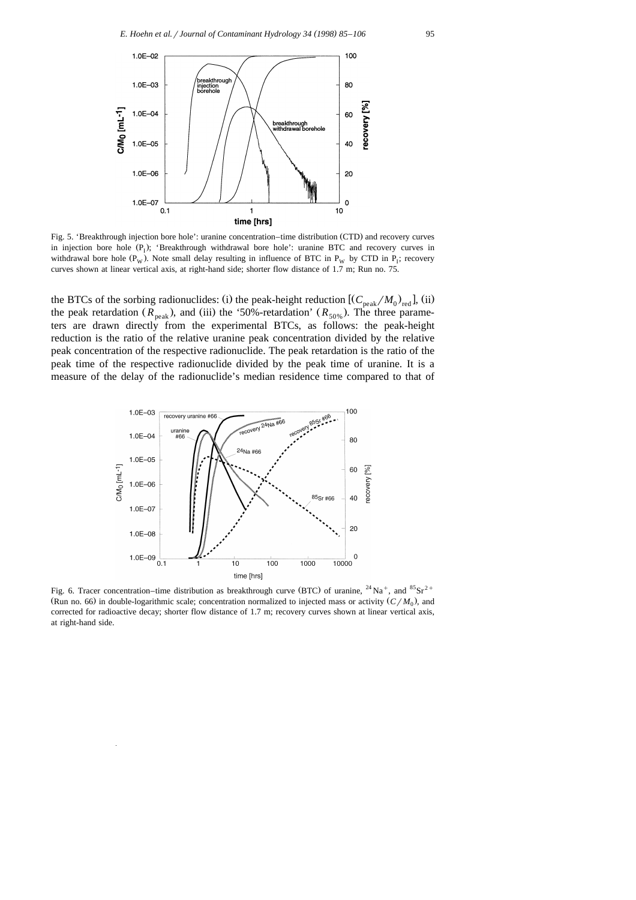Fig. 5. 'Breakthrough injection bore hole': uranine concentration–time distribution (CTD) and recovery curves in injection bore hole ($P_I$); 'Breakthrough withdrawal bore hole': uranine BTC and recovery curves in withdrawal bore hole ($P_W$). Note small delay resulting in influence of BTC in $P_W$ by CTD in $P_I$; recovery curves shown at linear vertical axis, at right-hand side; shorter flow distance of 1.7 m; Run no. 75.

the BTCs of the sorbing radionuclides: (i) the peak-height reduction [$(C_{peak}/M_0)_{red}$], (ii) the peak retardation ($R_{peak}$), and (iii) the '50%-retardation' ($R_{50\%}$). The three parameters are drawn directly from the experimental BTCs, as follows: the peak-height reduction is the ratio of the relative uranine peak concentration divided by the relative peak concentration of the respective radionuclide. The peak retardation is the ratio of the peak time of the respective radionuclide divided by the peak time of uranine. It is a measure of the delay of the radionuclide's median residence time compared to that of

Fig. 6. Tracer concentration–time distribution as breakthrough curve (BTC) of uranine, $^{24}Na^{+}$, and $^{85}Sr^{2+}$ (Run no. 66) in double-logarithmic scale; concentration normalized to injected mass or activity ($C/M_0$), and corrected for radioactive decay; shorter flow distance of 1.7 m; recovery curves shown at linear vertical axis, at right-hand side.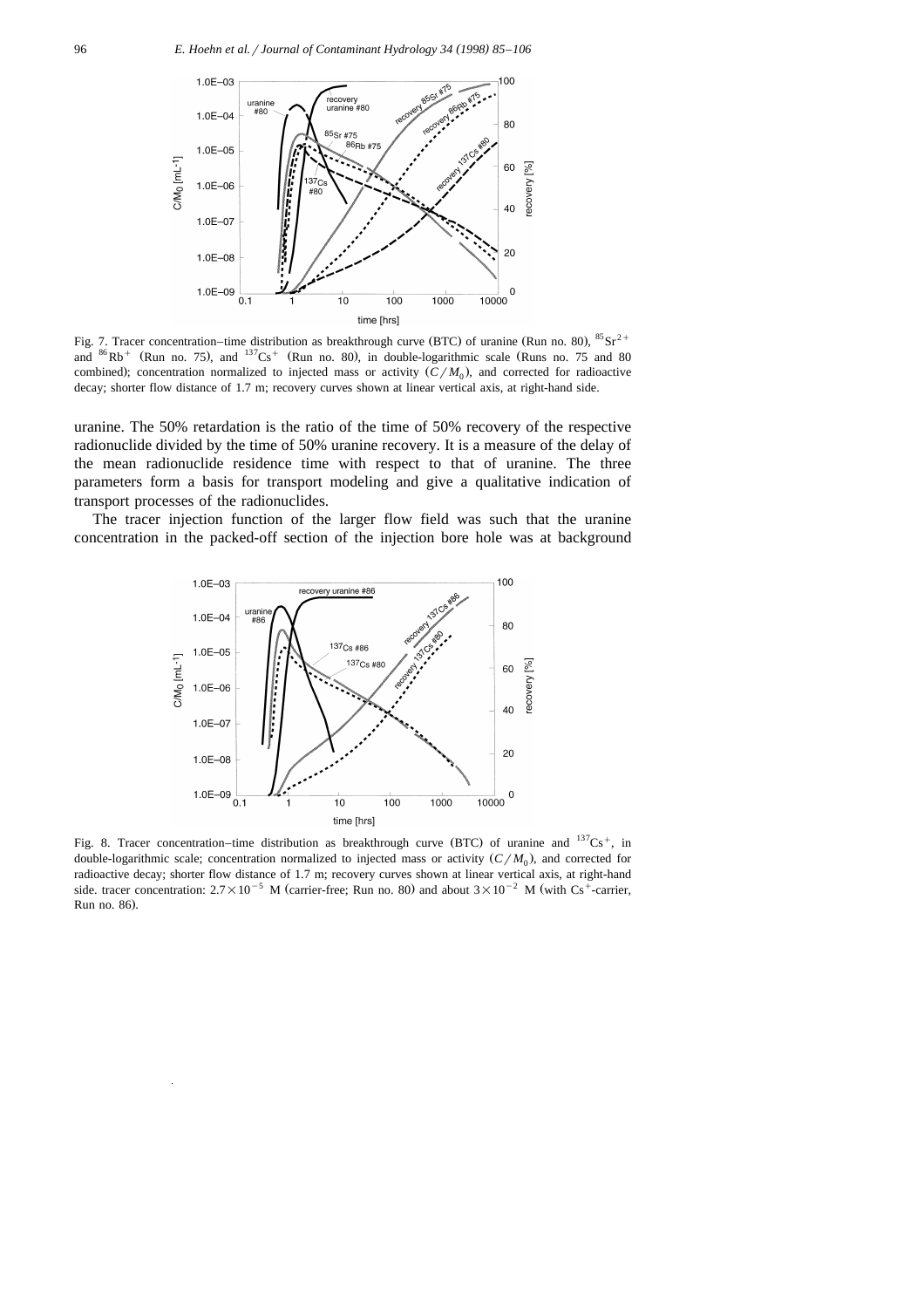Fig. 7. Tracer concentration–time distribution as breakthrough curve (BTC) of uranine (Run no. 80), $^{85}Sr^{2+}$ and $^{86}Rb^{+}$ (Run no. 75), and $^{137}Cs^{+}$ (Run no. 80), in double-logarithmic scale (Runs no. 75 and 80 combined); concentration normalized to injected mass or activity ($C/M_0$), and corrected for radioactive decay; shorter flow distance of 1.7 m; recovery curves shown at linear vertical axis, at right-hand side.

uranine. The 50% retardation is the ratio of the time of 50% recovery of the respective radionuclide divided by the time of 50% uranine recovery. It is a measure of the delay of the mean radionuclide residence time with respect to that of uranine. The three parameters form a basis for transport modeling and give a qualitative indication of transport processes of the radionuclides.

The tracer injection function of the larger flow field was such that the uranine concentration in the packed-off section of the injection bore hole was at background

Fig. 8. Tracer concentration–time distribution as breakthrough curve (BTC) of uranine and $^{137}Cs^{+}$, in double-logarithmic scale; concentration normalized to injected mass or activity ($C/M_0$), and corrected for radioactive decay; shorter flow distance of 1.7 m; recovery curves shown at linear vertical axis, at right-hand side. tracer concentration: $2.7\times10^{-5}$ M (carrier-free; Run no. 80) and about $3\times10^{-2}$ M (with $Cs^{+}$-carrier, Run no. 86).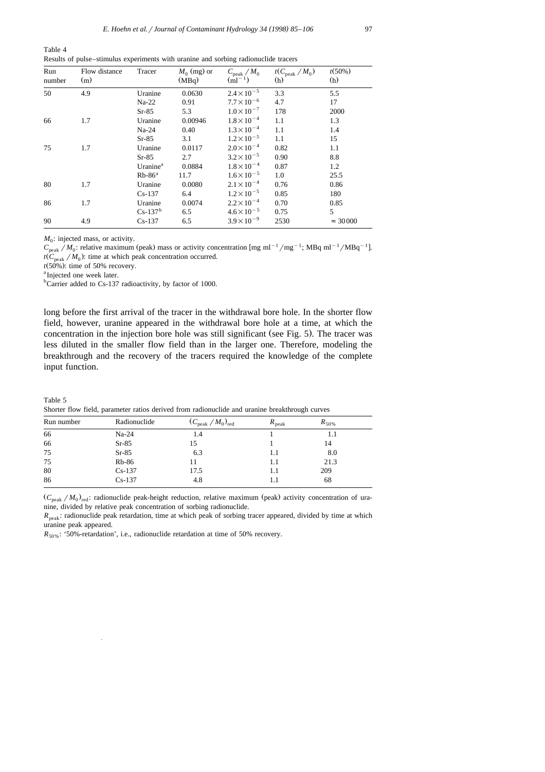Table 4
Results of pulse–stimulus experiments with uranine and sorbing radionuclide tracers

| Run number | Flow distance (m) | Tracer | $M_0$ (mg) or (MBq) | $C_{peak}/M_0$ ($ml^{-1}$) | $t(C_{peak}/M_0)$ (h) | $t$(50%) (h) |
|---|---|---|---|---|---|---|
| 50 | 4.9 | Uranine | 0.0630 | $2.4\times10^{-5}$ | 3.3 | 5.5 |
| | | Na-22 | 0.91 | $7.7\times10^{-6}$ | 4.7 | 17 |
| | | Sr-85 | 5.3 | $1.0\times10^{-7}$ | 178 | 2000 |
| 66 | 1.7 | Uranine | 0.00946 | $1.8\times10^{-4}$ | 1.1 | 1.3 |
| | | Na-24 | 0.40 | $1.3\times10^{-4}$ | 1.1 | 1.4 |
| | | Sr-85 | 3.1 | $1.2\times10^{-5}$ | 1.1 | 15 |
| 75 | 1.7 | Uranine | 0.0117 | $2.0\times10^{-4}$ | 0.82 | 1.1 |
| | | Sr-85 | 2.7 | $3.2\times10^{-5}$ | 0.90 | 8.8 |
| | | Uranine[a] | 0.0884 | $1.8\times10^{-4}$ | 0.87 | 1.2 |
| | | Rb-86[a] | 11.7 | $1.6\times10^{-5}$ | 1.0 | 25.5 |
| 80 | 1.7 | Uranine | 0.0080 | $2.1\times10^{-4}$ | 0.76 | 0.86 |
| | | Cs-137 | 6.4 | $1.2\times10^{-5}$ | 0.85 | 180 |
| 86 | 1.7 | Uranine | 0.0074 | $2.2\times10^{-4}$ | 0.70 | 0.85 |
| | | Cs-137[b] | 6.5 | $4.6\times10^{-5}$ | 0.75 | 5 |
| 90 | 4.9 | Cs-137 | 6.5 | $3.9\times10^{-9}$ | 2530 | $\approx 30000$ |

$M_0$: injected mass, or activity.
$C_{peak}/M_0$: relative maximum (peak) mass or activity concentration [mg $ml^{-1}$/$mg^{-1}$; MBq $ml^{-1}$/$MBq^{-1}$].
$t(C_{peak}/M_0)$: time at which peak concentration occurred.
$t$(50%): time of 50% recovery.
[a] Injected one week later.
[b] Carrier added to Cs-137 radioactivity, by factor of 1000.

long before the first arrival of the tracer in the withdrawal bore hole. In the shorter flow field, however, uranine appeared in the withdrawal bore hole at a time, at which the concentration in the injection bore hole was still significant (see Fig. 5). The tracer was less diluted in the smaller flow field than in the larger one. Therefore, modeling the breakthrough and the recovery of the tracers required the knowledge of the complete input function.

Table 5
Shorter flow field, parameter ratios derived from radionuclide and uranine breakthrough curves

| Run number | Radionuclide | $(C_{peak}/M_0)_{red}$ | $R_{peak}$ | $R_{50\%}$ |
|---|---|---|---|---|
| 66 | Na-24 | 1.4 | 1 | 1.1 |
| 66 | Sr-85 | 15 | 1 | 14 |
| 75 | Sr-85 | 6.3 | 1.1 | 8.0 |
| 75 | Rb-86 | 11 | 1.1 | 21.3 |
| 80 | Cs-137 | 17.5 | 1.1 | 209 |
| 86 | Cs-137 | 4.8 | 1.1 | 68 |

$(C_{peak}/M_0)_{red}$: radionuclide peak-height reduction, relative maximum (peak) activity concentration of uranine, divided by relative peak concentration of sorbing radionuclide.
$R_{peak}$: radionuclide peak retardation, time at which peak of sorbing tracer appeared, divided by time at which uranine peak appeared.
$R_{50\%}$: '50%-retardation', i.e., radionuclide retardation at time of 50% recovery.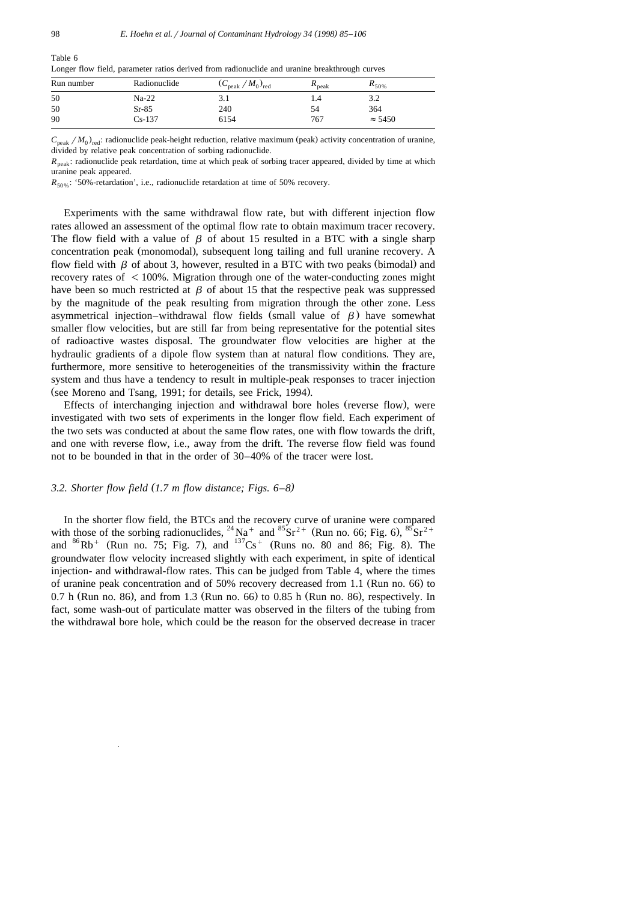Table 6

Longer flow field, parameter ratios derived from radionuclide and uranine breakthrough curves

| Run number | Radionuclide | $(C_{peak}/M_0)_{red}$ | $R_{peak}$ | $R_{50\%}$ |
|---|---|---|---|---|
| 50 | Na-22 | 3.1 | 1.4 | 3.2 |
| 50 | Sr-85 | 240 | 54 | 364 |
| 90 | Cs-137 | 6154 | 767 | $\approx$ 5450 |

$(C_{peak}/M_0)_{red}$: radionuclide peak-height reduction, relative maximum (peak) activity concentration of uranine, divided by relative peak concentration of sorbing radionuclide.

$R_{peak}$: radionuclide peak retardation, time at which peak of sorbing tracer appeared, divided by time at which uranine peak appeared.

$R_{50\%}$: '50%-retardation', i.e., radionuclide retardation at time of 50% recovery.

Experiments with the same withdrawal flow rate, but with different injection flow rates allowed an assessment of the optimal flow rate to obtain maximum tracer recovery. The flow field with a value of $\beta$ of about 15 resulted in a BTC with a single sharp concentration peak (monomodal), subsequent long tailing and full uranine recovery. A flow field with $\beta$ of about 3, however, resulted in a BTC with two peaks (bimodal) and recovery rates of $< 100\%$. Migration through one of the water-conducting zones might have been so much restricted at $\beta$ of about 15 that the respective peak was suppressed by the magnitude of the peak resulting from migration through the other zone. Less asymmetrical injection–withdrawal flow fields (small value of $\beta$) have somewhat smaller flow velocities, but are still far from being representative for the potential sites of radioactive wastes disposal. The groundwater flow velocities are higher at the hydraulic gradients of a dipole flow system than at natural flow conditions. They are, furthermore, more sensitive to heterogeneities of the transmissivity within the fracture system and thus have a tendency to result in multiple-peak responses to tracer injection (see Moreno and Tsang, 1991; for details, see Frick, 1994).

Effects of interchanging injection and withdrawal bore holes (reverse flow), were investigated with two sets of experiments in the longer flow field. Each experiment of the two sets was conducted at about the same flow rates, one with flow towards the drift, and one with reverse flow, i.e., away from the drift. The reverse flow field was found not to be bounded in that in the order of 30–40% of the tracer were lost.

### 3.2. Shorter flow field (1.7 m flow distance; Figs. 6–8)

In the shorter flow field, the BTCs and the recovery curve of uranine were compared with those of the sorbing radionuclides, $^{24}Na^{+}$ and $^{85}Sr^{2+}$ (Run no. 66; Fig. 6), $^{85}Sr^{2+}$ and $^{86}Rb^{+}$ (Run no. 75; Fig. 7), and $^{137}Cs^{+}$ (Runs no. 80 and 86; Fig. 8). The groundwater flow velocity increased slightly with each experiment, in spite of identical injection- and withdrawal-flow rates. This can be judged from Table 4, where the times of uranine peak concentration and of 50% recovery decreased from 1.1 (Run no. 66) to 0.7 h (Run no. 86), and from 1.3 (Run no. 66) to 0.85 h (Run no. 86), respectively. In fact, some wash-out of particulate matter was observed in the filters of the tubing from the withdrawal bore hole, which could be the reason for the observed decrease in tracer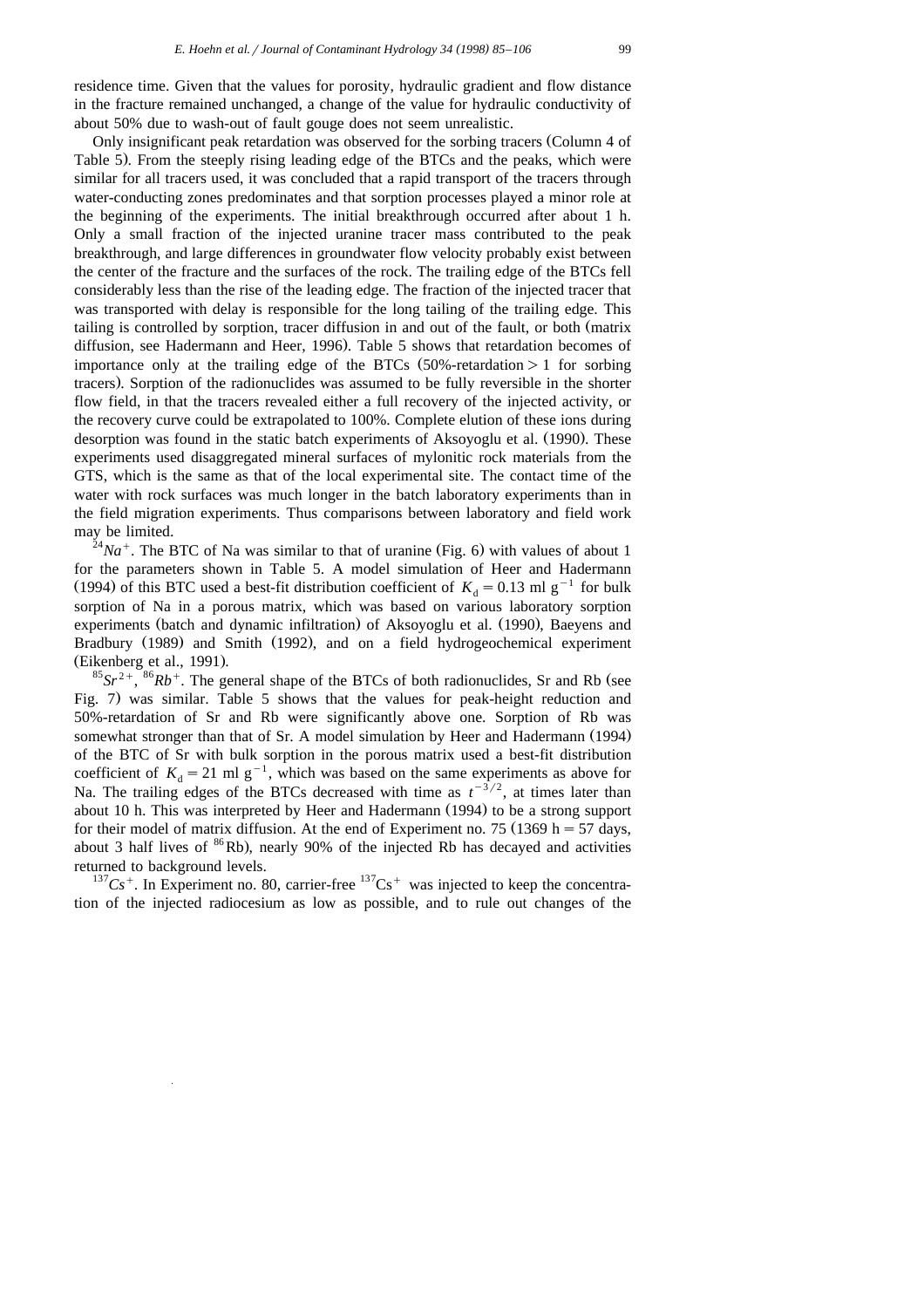residence time. Given that the values for porosity, hydraulic gradient and flow distance in the fracture remained unchanged, a change of the value for hydraulic conductivity of about 50% due to wash-out of fault gouge does not seem unrealistic.

Only insignificant peak retardation was observed for the sorbing tracers (Column 4 of Table 5). From the steeply rising leading edge of the BTCs and the peaks, which were similar for all tracers used, it was concluded that a rapid transport of the tracers through water-conducting zones predominates and that sorption processes played a minor role at the beginning of the experiments. The initial breakthrough occurred after about 1 h. Only a small fraction of the injected uranine tracer mass contributed to the peak breakthrough, and large differences in groundwater flow velocity probably exist between the center of the fracture and the surfaces of the rock. The trailing edge of the BTCs fell considerably less than the rise of the leading edge. The fraction of the injected tracer that was transported with delay is responsible for the long tailing of the trailing edge. This tailing is controlled by sorption, tracer diffusion in and out of the fault, or both (matrix diffusion, see Hadermann and Heer, 1996). Table 5 shows that retardation becomes of importance only at the trailing edge of the BTCs (50%-retardation > 1 for sorbing tracers). Sorption of the radionuclides was assumed to be fully reversible in the shorter flow field, in that the tracers revealed either a full recovery of the injected activity, or the recovery curve could be extrapolated to 100%. Complete elution of these ions during desorption was found in the static batch experiments of Aksoyoglu et al. (1990). These experiments used disaggregated mineral surfaces of mylonitic rock materials from the GTS, which is the same as that of the local experimental site. The contact time of the water with rock surfaces was much longer in the batch laboratory experiments than in the field migration experiments. Thus comparisons between laboratory and field work may be limited.

*$^{24}Na^{+}$*. The BTC of Na was similar to that of uranine (Fig. 6) with values of about 1 for the parameters shown in Table 5. A model simulation of Heer and Hadermann (1994) of this BTC used a best-fit distribution coefficient of $K_d = 0.13$ ml g$^{-1}$ for bulk sorption of Na in a porous matrix, which was based on various laboratory sorption experiments (batch and dynamic infiltration) of Aksoyoglu et al. (1990), Baeyens and Bradbury (1989) and Smith (1992), and on a field hydrogeochemical experiment (Eikenberg et al., 1991).

*$^{85}Sr^{2+}$, $^{86}Rb^{+}$*. The general shape of the BTCs of both radionuclides, Sr and Rb (see Fig. 7) was similar. Table 5 shows that the values for peak-height reduction and 50%-retardation of Sr and Rb were significantly above one. Sorption of Rb was somewhat stronger than that of Sr. A model simulation by Heer and Hadermann (1994) of the BTC of Sr with bulk sorption in the porous matrix used a best-fit distribution coefficient of $K_d = 21$ ml g$^{-1}$, which was based on the same experiments as above for Na. The trailing edges of the BTCs decreased with time as $t^{-3/2}$, at times later than about 10 h. This was interpreted by Heer and Hadermann (1994) to be a strong support for their model of matrix diffusion. At the end of Experiment no. 75 (1369 h = 57 days, about 3 half lives of $^{86}$Rb), nearly 90% of the injected Rb has decayed and activities returned to background levels.

*$^{137}Cs^{+}$*. In Experiment no. 80, carrier-free $^{137}Cs^{+}$ was injected to keep the concentration of the injected radiocesium as low as possible, and to rule out changes of the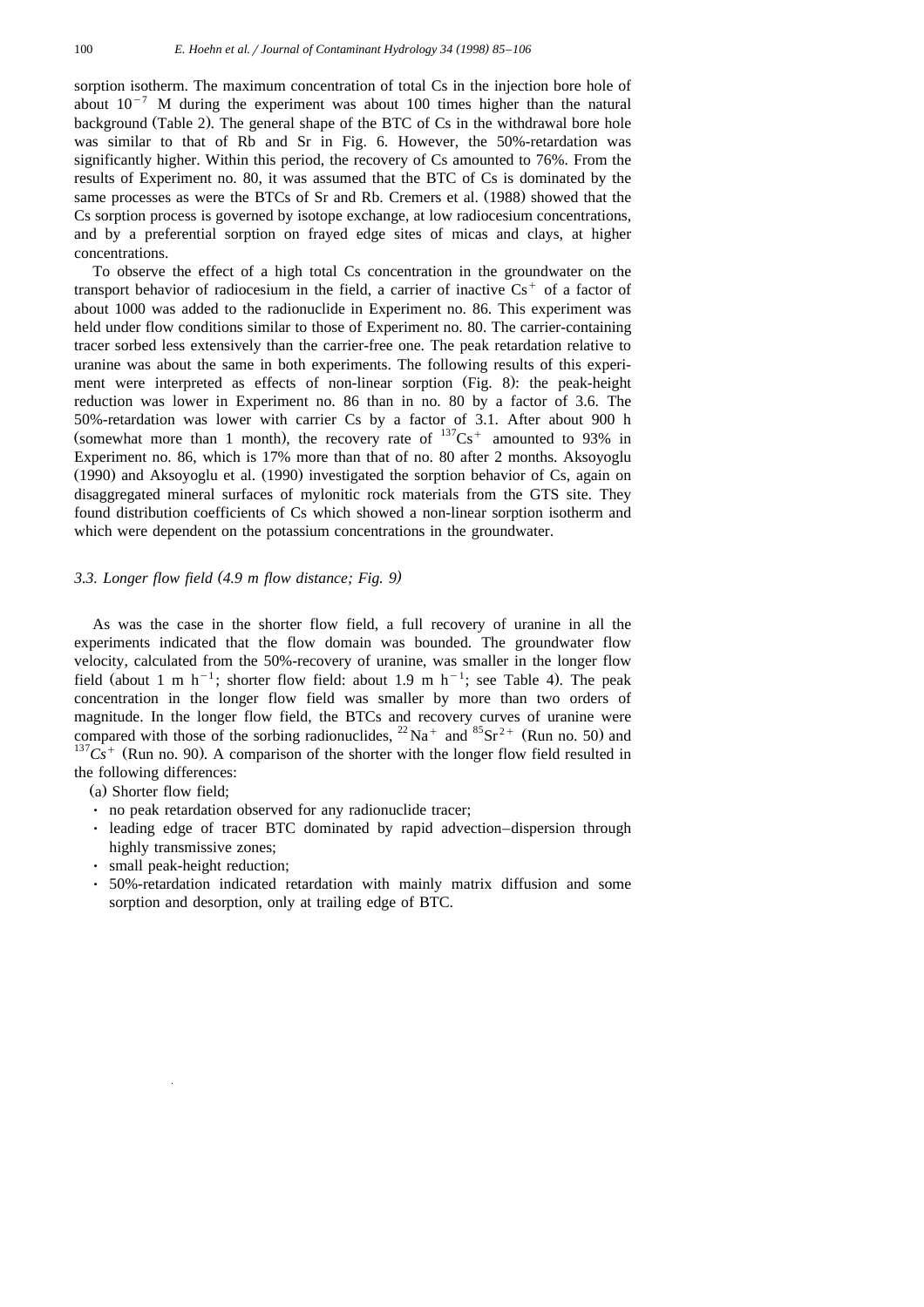sorption isotherm. The maximum concentration of total Cs in the injection bore hole of about $10^{-7}$ M during the experiment was about 100 times higher than the natural background (Table 2). The general shape of the BTC of Cs in the withdrawal bore hole was similar to that of Rb and Sr in Fig. 6. However, the 50%-retardation was significantly higher. Within this period, the recovery of Cs amounted to 76%. From the results of Experiment no. 80, it was assumed that the BTC of Cs is dominated by the same processes as were the BTCs of Sr and Rb. Cremers et al. (1988) showed that the Cs sorption process is governed by isotope exchange, at low radiocesium concentrations, and by a preferential sorption on frayed edge sites of micas and clays, at higher concentrations.

To observe the effect of a high total Cs concentration in the groundwater on the transport behavior of radiocesium in the field, a carrier of inactive $Cs^{+}$ of a factor of about 1000 was added to the radionuclide in Experiment no. 86. This experiment was held under flow conditions similar to those of Experiment no. 80. The carrier-containing tracer sorbed less extensively than the carrier-free one. The peak retardation relative to uranine was about the same in both experiments. The following results of this experiment were interpreted as effects of non-linear sorption (Fig. 8): the peak-height reduction was lower in Experiment no. 86 than in no. 80 by a factor of 3.6. The 50%-retardation was lower with carrier Cs by a factor of 3.1. After about 900 h (somewhat more than 1 month), the recovery rate of $^{137}Cs^{+}$ amounted to 93% in Experiment no. 86, which is 17% more than that of no. 80 after 2 months. Aksoyoglu (1990) and Aksoyoglu et al. (1990) investigated the sorption behavior of Cs, again on disaggregated mineral surfaces of mylonitic rock materials from the GTS site. They found distribution coefficients of Cs which showed a non-linear sorption isotherm and which were dependent on the potassium concentrations in the groundwater.

### *3.3. Longer flow field (4.9 m flow distance; Fig. 9)*

As was the case in the shorter flow field, a full recovery of uranine in all the experiments indicated that the flow domain was bounded. The groundwater flow velocity, calculated from the 50%-recovery of uranine, was smaller in the longer flow field (about 1 m $h^{-1}$; shorter flow field: about 1.9 m $h^{-1}$; see Table 4). The peak concentration in the longer flow field was smaller by more than two orders of magnitude. In the longer flow field, the BTCs and recovery curves of uranine were compared with those of the sorbing radionuclides, $^{22}Na^{+}$ and $^{85}Sr^{2+}$ (Run no. 50) and $^{137}Cs^{+}$ (Run no. 90). A comparison of the shorter with the longer flow field resulted in the following differences:

(a) Shorter flow field;

- no peak retardation observed for any radionuclide tracer;
- leading edge of tracer BTC dominated by rapid advection–dispersion through highly transmissive zones;
- small peak-height reduction;
- 50%-retardation indicated retardation with mainly matrix diffusion and some sorption and desorption, only at trailing edge of BTC.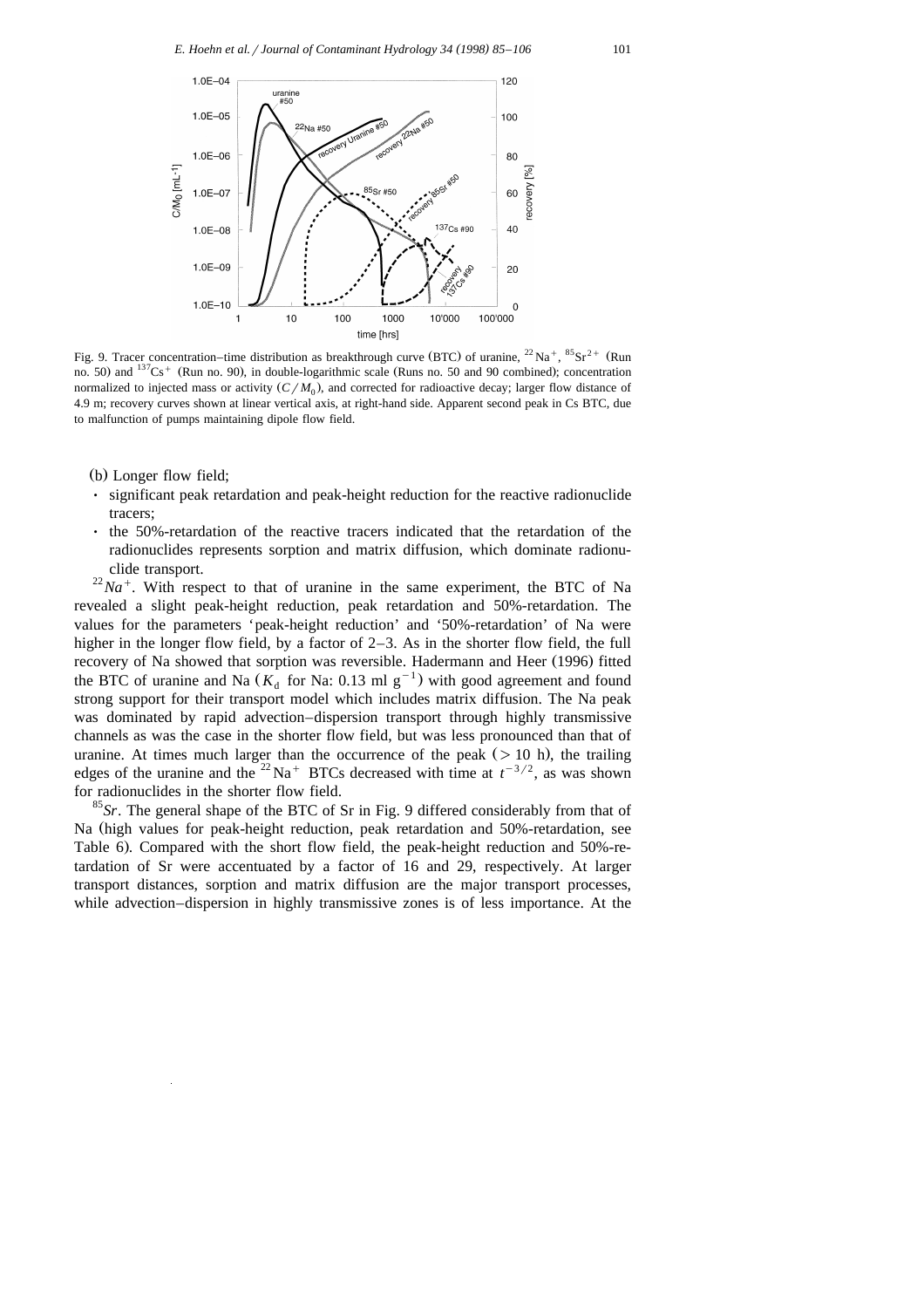Fig. 9. Tracer concentration–time distribution as breakthrough curve (BTC) of uranine, $^{22}Na^{+}$, $^{85}Sr^{2+}$ (Run no. 50) and $^{137}Cs^{+}$ (Run no. 90), in double-logarithmic scale (Runs no. 50 and 90 combined); concentration normalized to injected mass or activity ($C/M_0$), and corrected for radioactive decay; larger flow distance of 4.9 m; recovery curves shown at linear vertical axis, at right-hand side. Apparent second peak in Cs BTC, due to malfunction of pumps maintaining dipole flow field.

(b) Longer flow field;

- significant peak retardation and peak-height reduction for the reactive radionuclide tracers;
- the 50%-retardation of the reactive tracers indicated that the retardation of the radionuclides represents sorption and matrix diffusion, which dominate radionuclide transport.

*$^{22}Na^{+}$*. With respect to that of uranine in the same experiment, the BTC of Na revealed a slight peak-height reduction, peak retardation and 50%-retardation. The values for the parameters 'peak-height reduction' and '50%-retardation' of Na were higher in the longer flow field, by a factor of 2–3. As in the shorter flow field, the full recovery of Na showed that sorption was reversible. Hadermann and Heer (1996) fitted the BTC of uranine and Na ($K_d$ for Na: 0.13 ml $g^{-1}$) with good agreement and found strong support for their transport model which includes matrix diffusion. The Na peak was dominated by rapid advection–dispersion transport through highly transmissive channels as was the case in the shorter flow field, but was less pronounced than that of uranine. At times much larger than the occurrence of the peak (> 10 h), the trailing edges of the uranine and the $^{22}Na^{+}$ BTCs decreased with time at $t^{-3/2}$, as was shown for radionuclides in the shorter flow field.

*$^{85}Sr$*. The general shape of the BTC of Sr in Fig. 9 differed considerably from that of Na (high values for peak-height reduction, peak retardation and 50%-retardation, see Table 6). Compared with the short flow field, the peak-height reduction and 50%-retardation of Sr were accentuated by a factor of 16 and 29, respectively. At larger transport distances, sorption and matrix diffusion are the major transport processes, while advection–dispersion in highly transmissive zones is of less importance. At the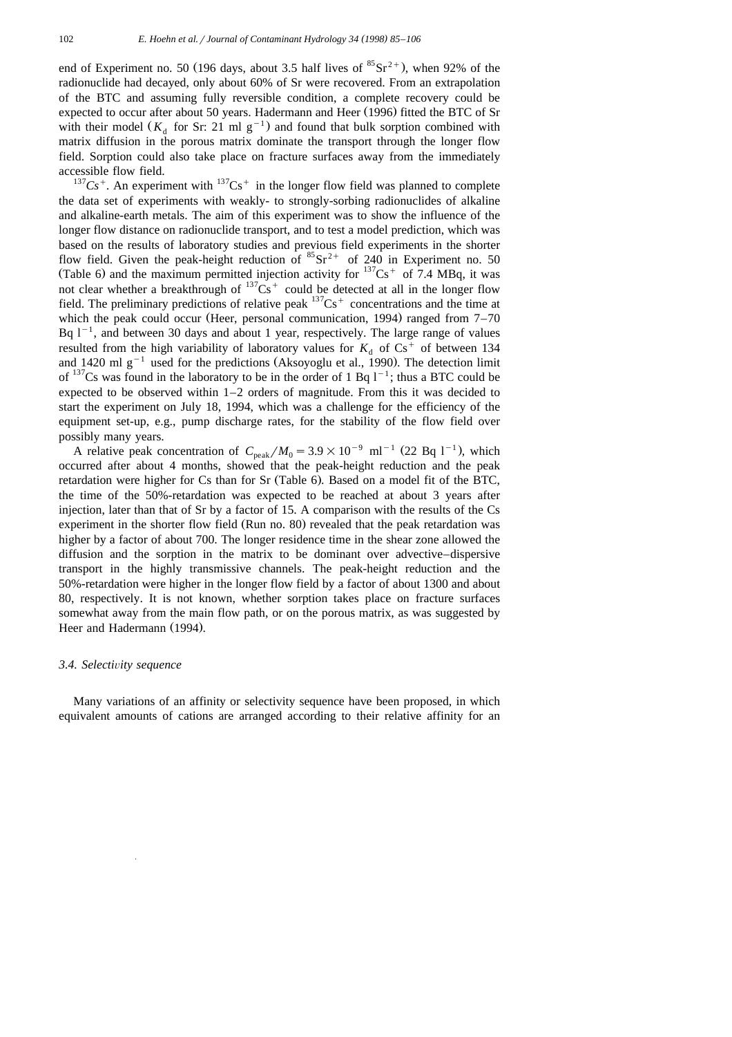end of Experiment no. 50 (196 days, about 3.5 half lives of $^{85}Sr^{2+}$), when 92% of the radionuclide had decayed, only about 60% of Sr were recovered. From an extrapolation of the BTC and assuming fully reversible condition, a complete recovery could be expected to occur after about 50 years. Hadermann and Heer (1996) fitted the BTC of Sr with their model ($K_d$ for Sr: 21 ml g$^{-1}$) and found that bulk sorption combined with matrix diffusion in the porous matrix dominate the transport through the longer flow field. Sorption could also take place on fracture surfaces away from the immediately accessible flow field.

*$^{137}Cs^{+}$*. An experiment with $^{137}Cs^{+}$ in the longer flow field was planned to complete the data set of experiments with weakly- to strongly-sorbing radionuclides of alkaline and alkaline-earth metals. The aim of this experiment was to show the influence of the longer flow distance on radionuclide transport, and to test a model prediction, which was based on the results of laboratory studies and previous field experiments in the shorter flow field. Given the peak-height reduction of $^{85}Sr^{2+}$ of 240 in Experiment no. 50 (Table 6) and the maximum permitted injection activity for $^{137}Cs^{+}$ of 7.4 MBq, it was not clear whether a breakthrough of $^{137}Cs^{+}$ could be detected at all in the longer flow field. The preliminary predictions of relative peak $^{137}Cs^{+}$ concentrations and the time at which the peak could occur (Heer, personal communication, 1994) ranged from 7–70 Bq l$^{-1}$, and between 30 days and about 1 year, respectively. The large range of values resulted from the high variability of laboratory values for $K_d$ of $Cs^{+}$ of between 134 and 1420 ml g$^{-1}$ used for the predictions (Aksoyoglu et al., 1990). The detection limit of $^{137}Cs$ was found in the laboratory to be in the order of 1 Bq l$^{-1}$; thus a BTC could be expected to be observed within 1–2 orders of magnitude. From this it was decided to start the experiment on July 18, 1994, which was a challenge for the efficiency of the equipment set-up, e.g., pump discharge rates, for the stability of the flow field over possibly many years.

A relative peak concentration of $C_{peak}/M_0 = 3.9 \times 10^{-9}$ ml$^{-1}$ (22 Bq l$^{-1}$), which occurred after about 4 months, showed that the peak-height reduction and the peak retardation were higher for Cs than for Sr (Table 6). Based on a model fit of the BTC, the time of the 50%-retardation was expected to be reached at about 3 years after injection, later than that of Sr by a factor of 15. A comparison with the results of the Cs experiment in the shorter flow field (Run no. 80) revealed that the peak retardation was higher by a factor of about 700. The longer residence time in the shear zone allowed the diffusion and the sorption in the matrix to be dominant over advective–dispersive transport in the highly transmissive channels. The peak-height reduction and the 50%-retardation were higher in the longer flow field by a factor of about 1300 and about 80, respectively. It is not known, whether sorption takes place on fracture surfaces somewhat away from the main flow path, or on the porous matrix, as was suggested by Heer and Hadermann (1994).

### 3.4. Selectivity sequence

Many variations of an affinity or selectivity sequence have been proposed, in which equivalent amounts of cations are arranged according to their relative affinity for an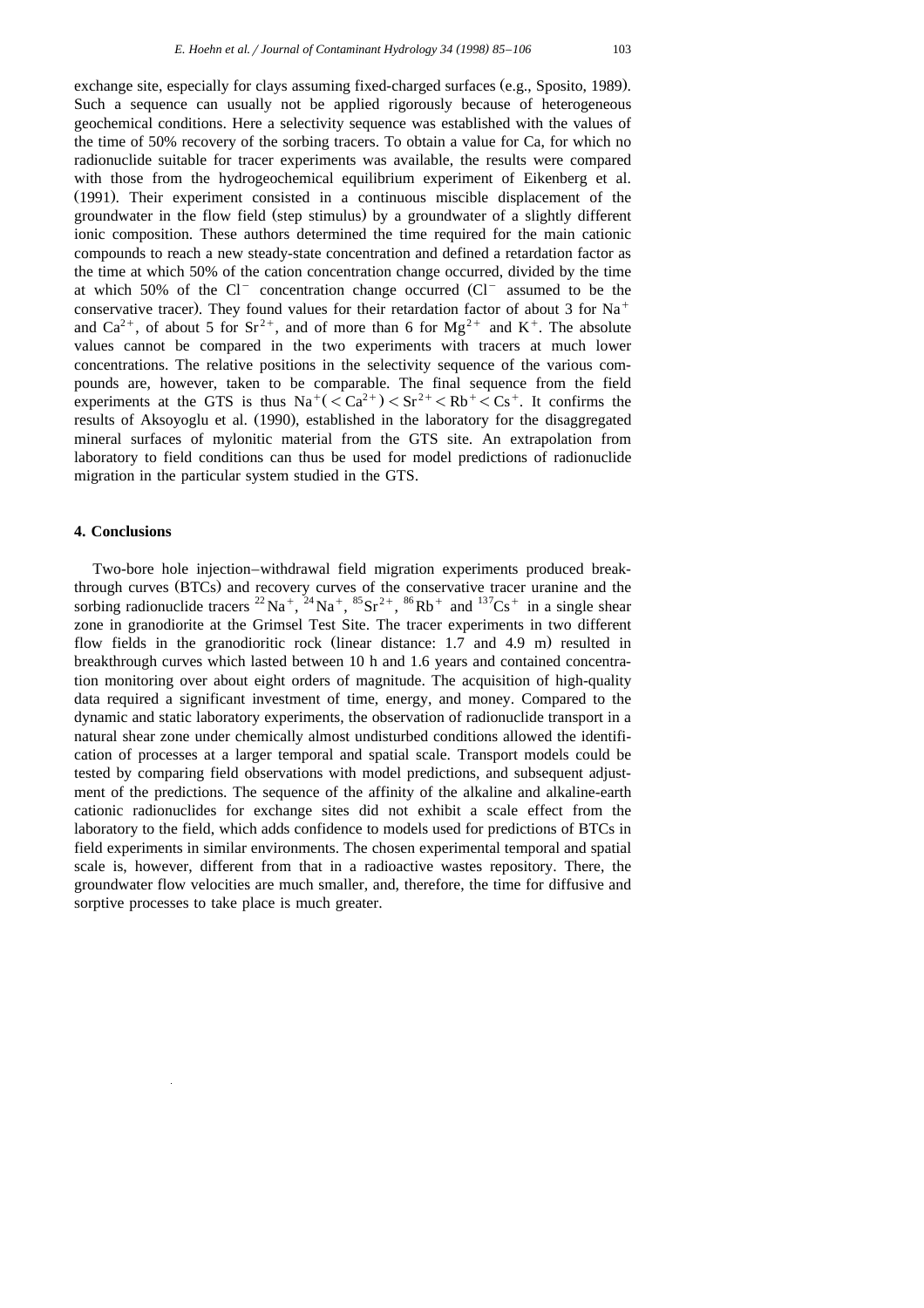exchange site, especially for clays assuming fixed-charged surfaces (e.g., Sposito, 1989). Such a sequence can usually not be applied rigorously because of heterogeneous geochemical conditions. Here a selectivity sequence was established with the values of the time of 50% recovery of the sorbing tracers. To obtain a value for Ca, for which no radionuclide suitable for tracer experiments was available, the results were compared with those from the hydrogeochemical equilibrium experiment of Eikenberg et al. (1991). Their experiment consisted in a continuous miscible displacement of the groundwater in the flow field (step stimulus) by a groundwater of a slightly different ionic composition. These authors determined the time required for the main cationic compounds to reach a new steady-state concentration and defined a retardation factor as the time at which 50% of the cation concentration change occurred, divided by the time at which 50% of the $Cl^-$ concentration change occurred ($Cl^-$ assumed to be the conservative tracer). They found values for their retardation factor of about 3 for $Na^+$ and $Ca^{2+}$, of about 5 for $Sr^{2+}$, and of more than 6 for $Mg^{2+}$ and $K^+$. The absolute values cannot be compared in the two experiments with tracers at much lower concentrations. The relative positions in the selectivity sequence of the various compounds are, however, taken to be comparable. The final sequence from the field experiments at the GTS is thus $Na^+ (< Ca^{2+}) < Sr^{2+} < Rb^+ < Cs^+$. It confirms the results of Aksoyoglu et al. (1990), established in the laboratory for the disaggregated mineral surfaces of mylonitic material from the GTS site. An extrapolation from laboratory to field conditions can thus be used for model predictions of radionuclide migration in the particular system studied in the GTS.

## 4. Conclusions

Two-bore hole injection–withdrawal field migration experiments produced breakthrough curves (BTCs) and recovery curves of the conservative tracer uranine and the sorbing radionuclide tracers $^{22}Na^+$, $^{24}Na^+$, $^{85}Sr^{2+}$, $^{86}Rb^+$ and $^{137}Cs^+$ in a single shear zone in granodiorite at the Grimsel Test Site. The tracer experiments in two different flow fields in the granodioritic rock (linear distance: 1.7 and 4.9 m) resulted in breakthrough curves which lasted between 10 h and 1.6 years and contained concentration monitoring over about eight orders of magnitude. The acquisition of high-quality data required a significant investment of time, energy, and money. Compared to the dynamic and static laboratory experiments, the observation of radionuclide transport in a natural shear zone under chemically almost undisturbed conditions allowed the identification of processes at a larger temporal and spatial scale. Transport models could be tested by comparing field observations with model predictions, and subsequent adjustment of the predictions. The sequence of the affinity of the alkaline and alkaline-earth cationic radionuclides for exchange sites did not exhibit a scale effect from the laboratory to the field, which adds confidence to models used for predictions of BTCs in field experiments in similar environments. The chosen experimental temporal and spatial scale is, however, different from that in a radioactive wastes repository. There, the groundwater flow velocities are much smaller, and, therefore, the time for diffusive and sorptive processes to take place is much greater.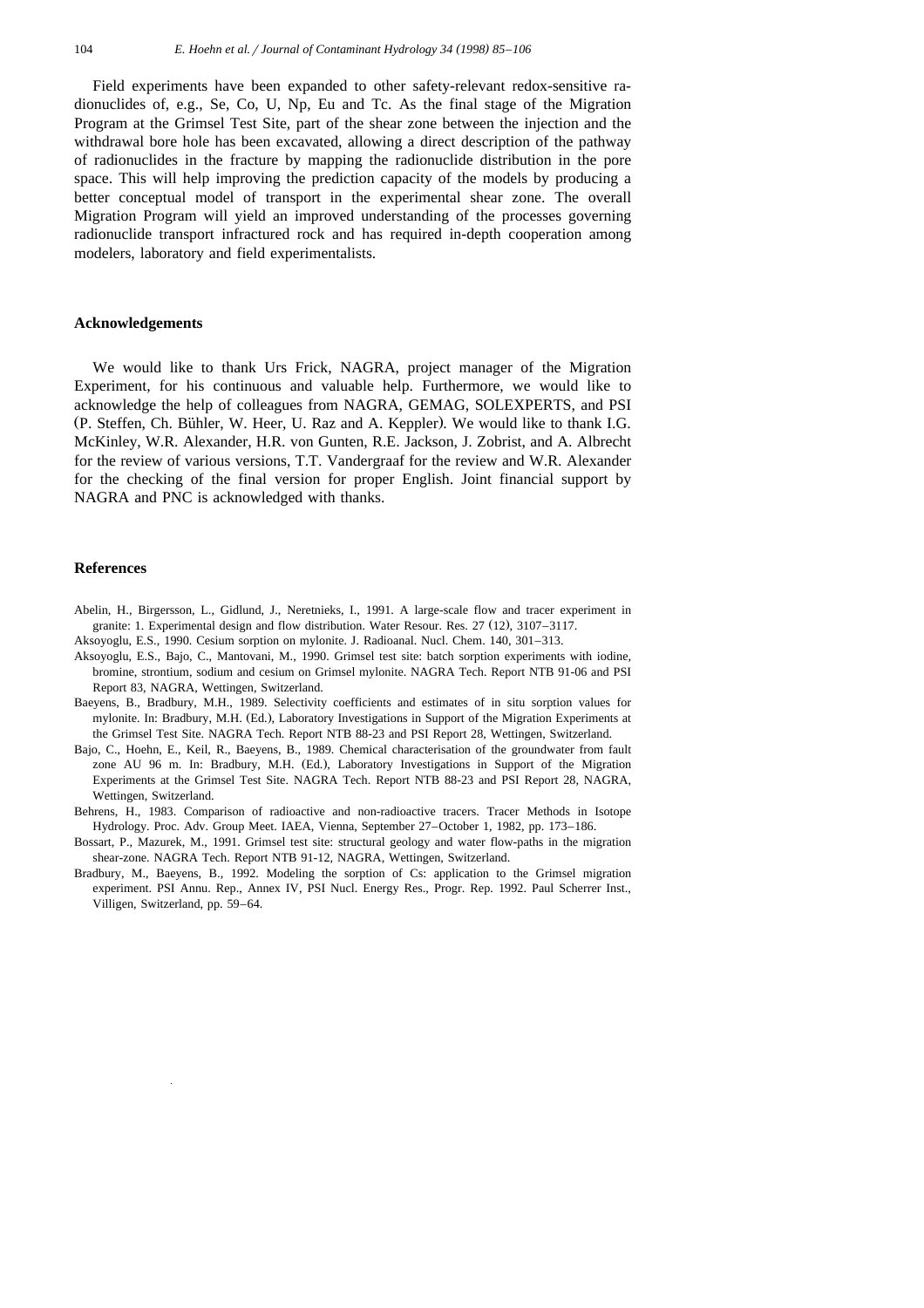Field experiments have been expanded to other safety-relevant redox-sensitive radionuclides of, e.g., Se, Co, U, Np, Eu and Tc. As the final stage of the Migration Program at the Grimsel Test Site, part of the shear zone between the injection and the withdrawal bore hole has been excavated, allowing a direct description of the pathway of radionuclides in the fracture by mapping the radionuclide distribution in the pore space. This will help improving the prediction capacity of the models by producing a better conceptual model of transport in the experimental shear zone. The overall Migration Program will yield an improved understanding of the processes governing radionuclide transport infractured rock and has required in-depth cooperation among modelers, laboratory and field experimentalists.

## Acknowledgements

We would like to thank Urs Frick, NAGRA, project manager of the Migration Experiment, for his continuous and valuable help. Furthermore, we would like to acknowledge the help of colleagues from NAGRA, GEMAG, SOLEXPERTS, and PSI (P. Steffen, Ch. Bühler, W. Heer, U. Raz and A. Keppler). We would like to thank I.G. McKinley, W.R. Alexander, H.R. von Gunten, R.E. Jackson, J. Zobrist, and A. Albrecht for the review of various versions, T.T. Vandergraaf for the review and W.R. Alexander for the checking of the final version for proper English. Joint financial support by NAGRA and PNC is acknowledged with thanks.

## References

Abelin, H., Birgersson, L., Gidlund, J., Neretnieks, I., 1991. A large-scale flow and tracer experiment in granite: 1. Experimental design and flow distribution. Water Resour. Res. 27 (12), 3107–3117.

Aksoyoglu, E.S., 1990. Cesium sorption on mylonite. J. Radioanal. Nucl. Chem. 140, 301–313.

Aksoyoglu, E.S., Bajo, C., Mantovani, M., 1990. Grimsel test site: batch sorption experiments with iodine, bromine, strontium, sodium and cesium on Grimsel mylonite. NAGRA Tech. Report NTB 91-06 and PSI Report 83, NAGRA, Wettingen, Switzerland.

Baeyens, B., Bradbury, M.H., 1989. Selectivity coefficients and estimates of in situ sorption values for mylonite. In: Bradbury, M.H. (Ed.), Laboratory Investigations in Support of the Migration Experiments at the Grimsel Test Site. NAGRA Tech. Report NTB 88-23 and PSI Report 28, Wettingen, Switzerland.

Bajo, C., Hoehn, E., Keil, R., Baeyens, B., 1989. Chemical characterisation of the groundwater from fault zone AU 96 m. In: Bradbury, M.H. (Ed.), Laboratory Investigations in Support of the Migration Experiments at the Grimsel Test Site. NAGRA Tech. Report NTB 88-23 and PSI Report 28, NAGRA, Wettingen, Switzerland.

Behrens, H., 1983. Comparison of radioactive and non-radioactive tracers. Tracer Methods in Isotope Hydrology. Proc. Adv. Group Meet. IAEA, Vienna, September 27–October 1, 1982, pp. 173–186.

Bossart, P., Mazurek, M., 1991. Grimsel test site: structural geology and water flow-paths in the migration shear-zone. NAGRA Tech. Report NTB 91-12, NAGRA, Wettingen, Switzerland.

Bradbury, M., Baeyens, B., 1992. Modeling the sorption of Cs: application to the Grimsel migration experiment. PSI Annu. Rep., Annex IV, PSI Nucl. Energy Res., Progr. Rep. 1992. Paul Scherrer Inst., Villigen, Switzerland, pp. 59–64.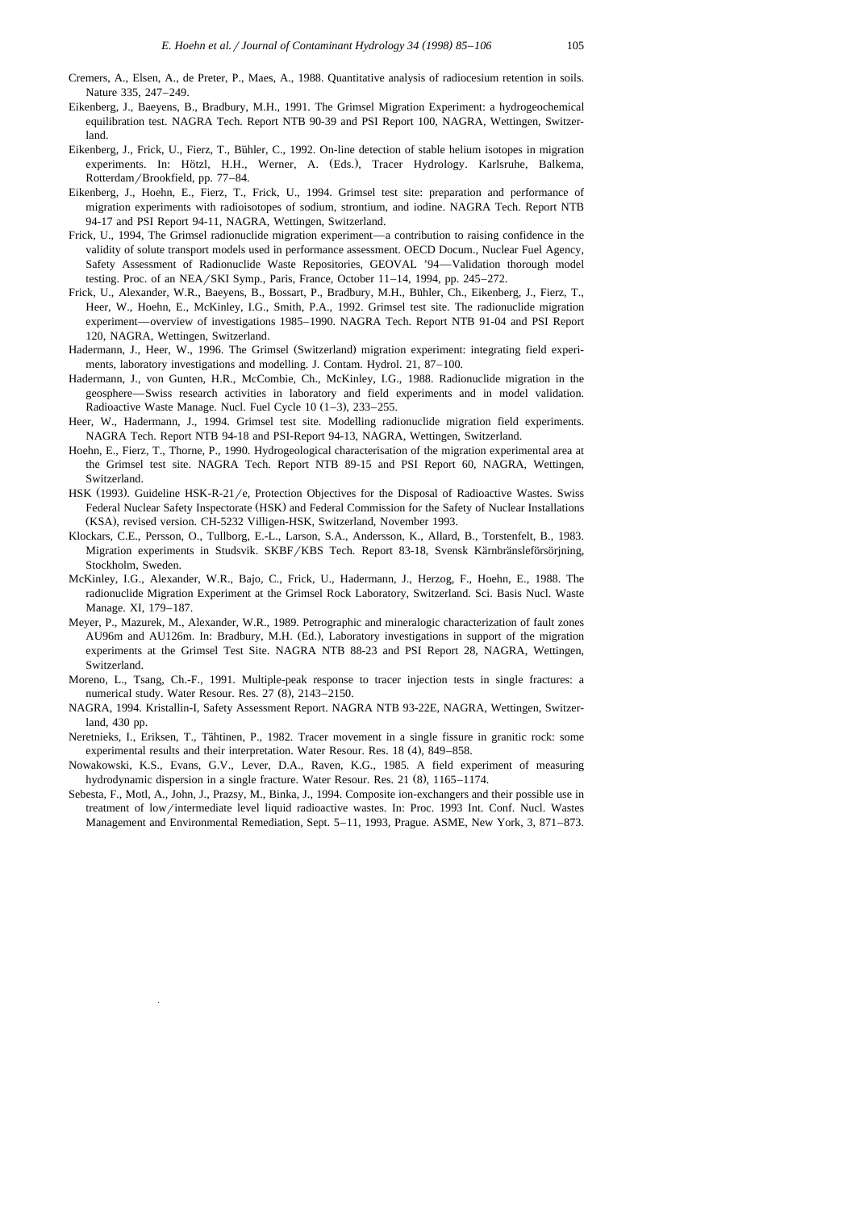Cremers, A., Elsen, A., de Preter, P., Maes, A., 1988. Quantitative analysis of radiocesium retention in soils. Nature 335, 247–249.

Eikenberg, J., Baeyens, B., Bradbury, M.H., 1991. The Grimsel Migration Experiment: a hydrogeochemical equilibration test. NAGRA Tech. Report NTB 90-39 and PSI Report 100, NAGRA, Wettingen, Switzerland.

Eikenberg, J., Frick, U., Fierz, T., Bühler, C., 1992. On-line detection of stable helium isotopes in migration experiments. In: Hötzl, H.H., Werner, A. (Eds.), Tracer Hydrology. Karlsruhe, Balkema, Rotterdam/Brookfield, pp. 77–84.

Eikenberg, J., Hoehn, E., Fierz, T., Frick, U., 1994. Grimsel test site: preparation and performance of migration experiments with radioisotopes of sodium, strontium, and iodine. NAGRA Tech. Report NTB 94-17 and PSI Report 94-11, NAGRA, Wettingen, Switzerland.

Frick, U., 1994, The Grimsel radionuclide migration experiment—a contribution to raising confidence in the validity of solute transport models used in performance assessment. OECD Docum., Nuclear Fuel Agency, Safety Assessment of Radionuclide Waste Repositories, GEOVAL '94—Validation thorough model testing. Proc. of an NEA/SKI Symp., Paris, France, October 11–14, 1994, pp. 245–272.

Frick, U., Alexander, W.R., Baeyens, B., Bossart, P., Bradbury, M.H., Bühler, Ch., Eikenberg, J., Fierz, T., Heer, W., Hoehn, E., McKinley, I.G., Smith, P.A., 1992. Grimsel test site. The radionuclide migration experiment—overview of investigations 1985–1990. NAGRA Tech. Report NTB 91-04 and PSI Report 120, NAGRA, Wettingen, Switzerland.

Hadermann, J., Heer, W., 1996. The Grimsel (Switzerland) migration experiment: integrating field experiments, laboratory investigations and modelling. J. Contam. Hydrol. 21, 87–100.

Hadermann, J., von Gunten, H.R., McCombie, Ch., McKinley, I.G., 1988. Radionuclide migration in the geosphere—Swiss research activities in laboratory and field experiments and in model validation. Radioactive Waste Manage. Nucl. Fuel Cycle 10 (1–3), 233–255.

Heer, W., Hadermann, J., 1994. Grimsel test site. Modelling radionuclide migration field experiments. NAGRA Tech. Report NTB 94-18 and PSI-Report 94-13, NAGRA, Wettingen, Switzerland.

Hoehn, E., Fierz, T., Thorne, P., 1990. Hydrogeological characterisation of the migration experimental area at the Grimsel test site. NAGRA Tech. Report NTB 89-15 and PSI Report 60, NAGRA, Wettingen, Switzerland.

HSK (1993). Guideline HSK-R-21/e, Protection Objectives for the Disposal of Radioactive Wastes. Swiss Federal Nuclear Safety Inspectorate (HSK) and Federal Commission for the Safety of Nuclear Installations (KSA), revised version. CH-5232 Villigen-HSK, Switzerland, November 1993.

Klockars, C.E., Persson, O., Tullborg, E.-L., Larson, S.A., Andersson, K., Allard, B., Torstenfelt, B., 1983. Migration experiments in Studsvik. SKBF/KBS Tech. Report 83-18, Svensk Kärnbränsleförsörjning, Stockholm, Sweden.

McKinley, I.G., Alexander, W.R., Bajo, C., Frick, U., Hadermann, J., Herzog, F., Hoehn, E., 1988. The radionuclide Migration Experiment at the Grimsel Rock Laboratory, Switzerland. Sci. Basis Nucl. Waste Manage. XI, 179–187.

Meyer, P., Mazurek, M., Alexander, W.R., 1989. Petrographic and mineralogic characterization of fault zones AU96m and AU126m. In: Bradbury, M.H. (Ed.), Laboratory investigations in support of the migration experiments at the Grimsel Test Site. NAGRA NTB 88-23 and PSI Report 28, NAGRA, Wettingen, Switzerland.

Moreno, L., Tsang, Ch.-F., 1991. Multiple-peak response to tracer injection tests in single fractures: a numerical study. Water Resour. Res. 27 (8), 2143–2150.

NAGRA, 1994. Kristallin-I, Safety Assessment Report. NAGRA NTB 93-22E, NAGRA, Wettingen, Switzerland, 430 pp.

Neretnieks, I., Eriksen, T., Tähtinen, P., 1982. Tracer movement in a single fissure in granitic rock: some experimental results and their interpretation. Water Resour. Res. 18 (4), 849–858.

Nowakowski, K.S., Evans, G.V., Lever, D.A., Raven, K.G., 1985. A field experiment of measuring hydrodynamic dispersion in a single fracture. Water Resour. Res. 21 (8), 1165–1174.

Sebesta, F., Motl, A., John, J., Prazsy, M., Binka, J., 1994. Composite ion-exchangers and their possible use in treatment of low/intermediate level liquid radioactive wastes. In: Proc. 1993 Int. Conf. Nucl. Wastes Management and Environmental Remediation, Sept. 5–11, 1993, Prague. ASME, New York, 3, 871–873.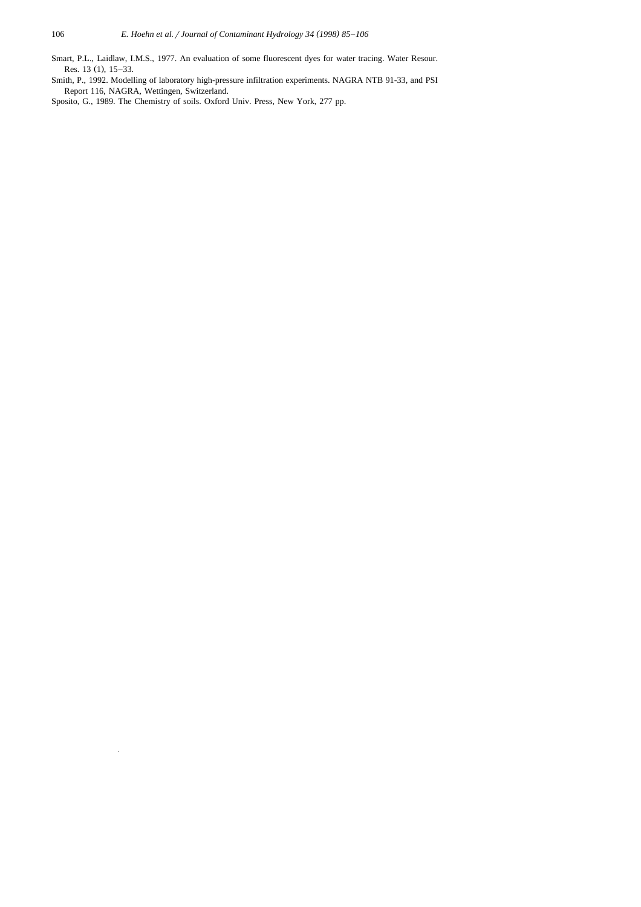Smart, P.L., Laidlaw, I.M.S., 1977. An evaluation of some fluorescent dyes for water tracing. Water Resour. Res. 13 (1), 15–33.

Smith, P., 1992. Modelling of laboratory high-pressure infiltration experiments. NAGRA NTB 91-33, and PSI Report 116, NAGRA, Wettingen, Switzerland.

Sposito, G., 1989. The Chemistry of soils. Oxford Univ. Press, New York, 277 pp.